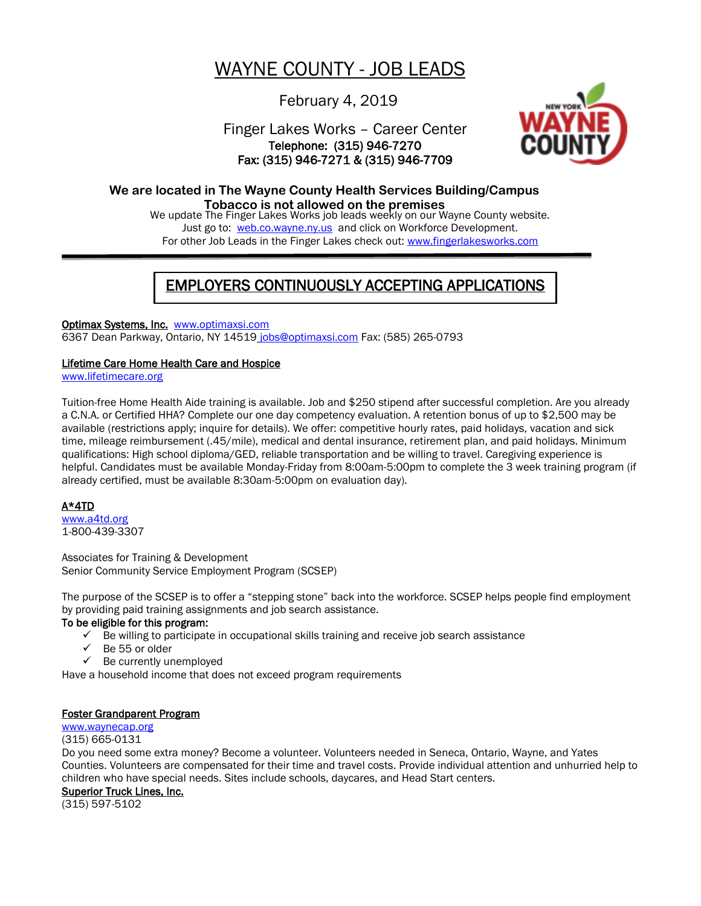# WAYNE COUNTY - JOB LEADS

February 4, 2019

Finger Lakes Works – Career Center
**Telephone: (315) 946-7270**
**Fax: (315) 946-7271 & (315) 946-7709**

**We are located in The Wayne County Health Services Building/Campus**
**Tobacco is not allowed on the premises**

We update The Finger Lakes Works job leads weekly on our Wayne County website.
Just go to: web.co.wayne.ny.us and click on Workforce Development.
For other Job Leads in the Finger Lakes check out: www.fingerlakesworks.com

---

## EMPLOYERS CONTINUOUSLY ACCEPTING APPLICATIONS

**Optimax Systems, Inc.** www.optimaxsi.com
6367 Dean Parkway, Ontario, NY 14519 jobs@optimaxsi.com Fax: (585) 265-0793

**Lifetime Care Home Health Care and Hospice**
www.lifetimecare.org

Tuition-free Home Health Aide training is available. Job and $250 stipend after successful completion. Are you already a C.N.A. or Certified HHA? Complete our one day competency evaluation. A retention bonus of up to $2,500 may be available (restrictions apply; inquire for details). We offer: competitive hourly rates, paid holidays, vacation and sick time, mileage reimbursement (.45/mile), medical and dental insurance, retirement plan, and paid holidays. Minimum qualifications: High school diploma/GED, reliable transportation and be willing to travel. Caregiving experience is helpful. Candidates must be available Monday-Friday from 8:00am-5:00pm to complete the 3 week training program (if already certified, must be available 8:30am-5:00pm on evaluation day).

**A*4TD**
www.a4td.org
1-800-439-3307

Associates for Training & Development
Senior Community Service Employment Program (SCSEP)

The purpose of the SCSEP is to offer a "stepping stone" back into the workforce. SCSEP helps people find employment by providing paid training assignments and job search assistance.

**To be eligible for this program:**

- ✓ Be willing to participate in occupational skills training and receive job search assistance
- ✓ Be 55 or older
- ✓ Be currently unemployed

Have a household income that does not exceed program requirements

**Foster Grandparent Program**
www.waynecap.org
(315) 665-0131
Do you need some extra money? Become a volunteer. Volunteers needed in Seneca, Ontario, Wayne, and Yates Counties. Volunteers are compensated for their time and travel costs. Provide individual attention and unhurried help to children who have special needs. Sites include schools, daycares, and Head Start centers.

**Superior Truck Lines, Inc.**
(315) 597-5102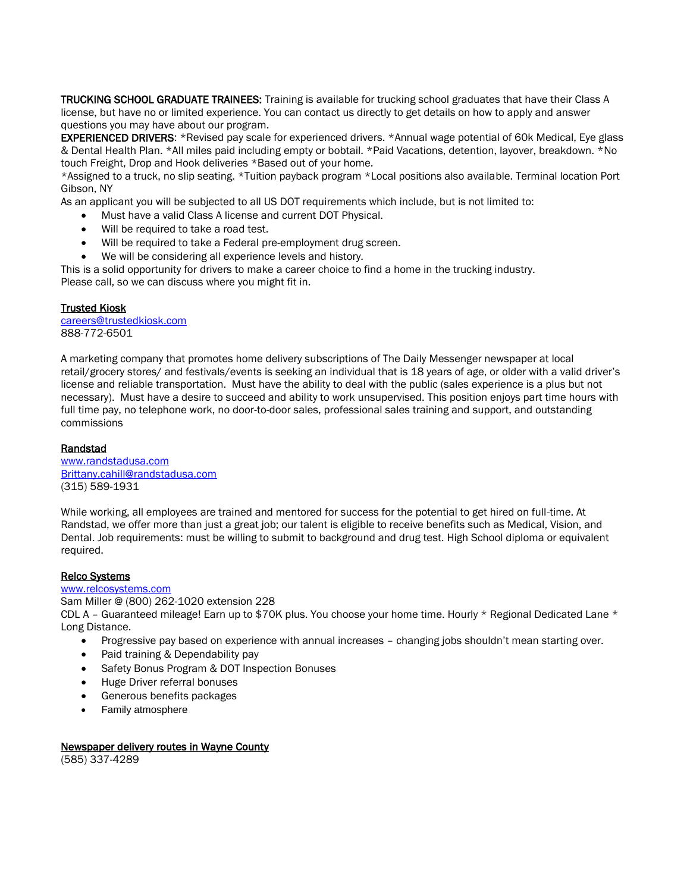**TRUCKING SCHOOL GRADUATE TRAINEES:** Training is available for trucking school graduates that have their Class A license, but have no or limited experience. You can contact us directly to get details on how to apply and answer questions you may have about our program.
**EXPERIENCED DRIVERS**: *Revised pay scale for experienced drivers. *Annual wage potential of 60k Medical, Eye glass & Dental Health Plan. *All miles paid including empty or bobtail. *Paid Vacations, detention, layover, breakdown. *No touch Freight, Drop and Hook deliveries *Based out of your home.
*Assigned to a truck, no slip seating. *Tuition payback program *Local positions also available. Terminal location Port Gibson, NY
As an applicant you will be subjected to all US DOT requirements which include, but is not limited to:

- Must have a valid Class A license and current DOT Physical.
- Will be required to take a road test.
- Will be required to take a Federal pre-employment drug screen.
- We will be considering all experience levels and history.

This is a solid opportunity for drivers to make a career choice to find a home in the trucking industry.
Please call, so we can discuss where you might fit in.

**Trusted Kiosk**
careers@trustedkiosk.com
888-772-6501

A marketing company that promotes home delivery subscriptions of The Daily Messenger newspaper at local retail/grocery stores/ and festivals/events is seeking an individual that is 18 years of age, or older with a valid driver's license and reliable transportation. Must have the ability to deal with the public (sales experience is a plus but not necessary). Must have a desire to succeed and ability to work unsupervised. This position enjoys part time hours with full time pay, no telephone work, no door-to-door sales, professional sales training and support, and outstanding commissions

**Randstad**
www.randstadusa.com
Brittany.cahill@randstadusa.com
(315) 589-1931

While working, all employees are trained and mentored for success for the potential to get hired on full-time. At Randstad, we offer more than just a great job; our talent is eligible to receive benefits such as Medical, Vision, and Dental. Job requirements: must be willing to submit to background and drug test. High School diploma or equivalent required.

**Relco Systems**
www.relcosystems.com
Sam Miller @ (800) 262-1020 extension 228
CDL A – Guaranteed mileage! Earn up to $70K plus. You choose your home time. Hourly * Regional Dedicated Lane * Long Distance.

- Progressive pay based on experience with annual increases – changing jobs shouldn't mean starting over.
- Paid training & Dependability pay
- Safety Bonus Program & DOT Inspection Bonuses
- Huge Driver referral bonuses
- Generous benefits packages
- Family atmosphere

**Newspaper delivery routes in Wayne County**
(585) 337-4289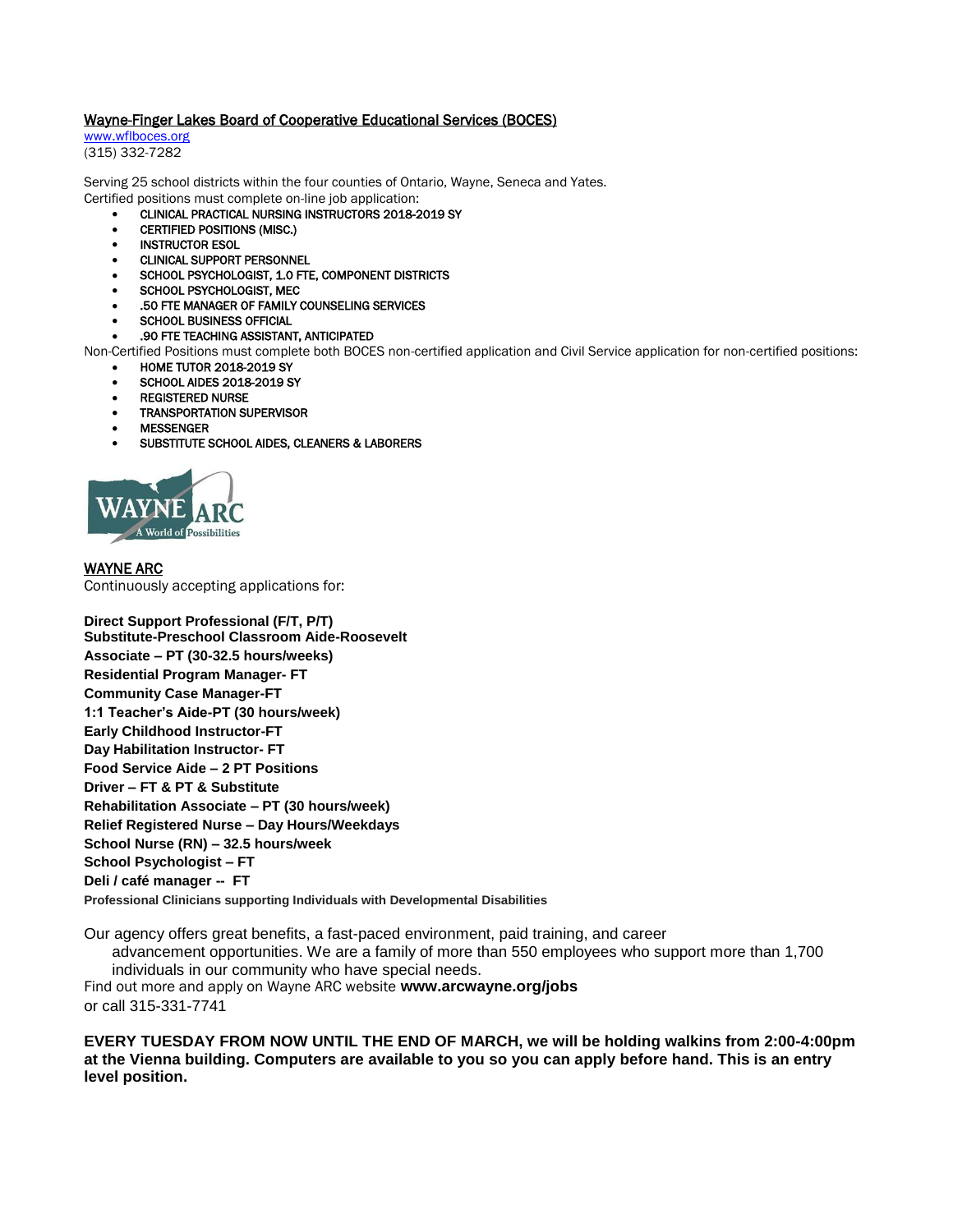Wayne-Finger Lakes Board of Cooperative Educational Services (BOCES)
www.wflboces.org
(315) 332-7282

Serving 25 school districts within the four counties of Ontario, Wayne, Seneca and Yates.
Certified positions must complete on-line job application:

- CLINICAL PRACTICAL NURSING INSTRUCTORS 2018-2019 SY
- CERTIFIED POSITIONS (MISC.)
- INSTRUCTOR ESOL
- CLINICAL SUPPORT PERSONNEL
- SCHOOL PSYCHOLOGIST, 1.0 FTE, COMPONENT DISTRICTS
- SCHOOL PSYCHOLOGIST, MEC
- .50 FTE MANAGER OF FAMILY COUNSELING SERVICES
- SCHOOL BUSINESS OFFICIAL
- .90 FTE TEACHING ASSISTANT, ANTICIPATED

Non-Certified Positions must complete both BOCES non-certified application and Civil Service application for non-certified positions:

- HOME TUTOR 2018-2019 SY
- SCHOOL AIDES 2018-2019 SY
- REGISTERED NURSE
- TRANSPORTATION SUPERVISOR
- MESSENGER
- SUBSTITUTE SCHOOL AIDES, CLEANERS & LABORERS

WAYNE ARC
A World of Possibilities

WAYNE ARC
Continuously accepting applications for:

**Direct Support Professional (F/T, P/T)**
**Substitute-Preschool Classroom Aide-Roosevelt**
**Associate – PT (30-32.5 hours/weeks)**
**Residential Program Manager- FT**
**Community Case Manager-FT**
**1:1 Teacher's Aide-PT (30 hours/week)**
**Early Childhood Instructor-FT**
**Day Habilitation Instructor- FT**
**Food Service Aide – 2 PT Positions**
**Driver – FT & PT & Substitute**
**Rehabilitation Associate – PT (30 hours/week)**
**Relief Registered Nurse – Day Hours/Weekdays**
**School Nurse (RN) – 32.5 hours/week**
**School Psychologist – FT**
**Deli / café manager -- FT**
**Professional Clinicians supporting Individuals with Developmental Disabilities**

Our agency offers great benefits, a fast-paced environment, paid training, and career advancement opportunities. We are a family of more than 550 employees who support more than 1,700 individuals in our community who have special needs.
Find out more and apply on Wayne ARC website **www.arcwayne.org/jobs**
or call 315-331-7741

**EVERY TUESDAY FROM NOW UNTIL THE END OF MARCH, we will be holding walkins from 2:00-4:00pm at the Vienna building. Computers are available to you so you can apply before hand. This is an entry level position.**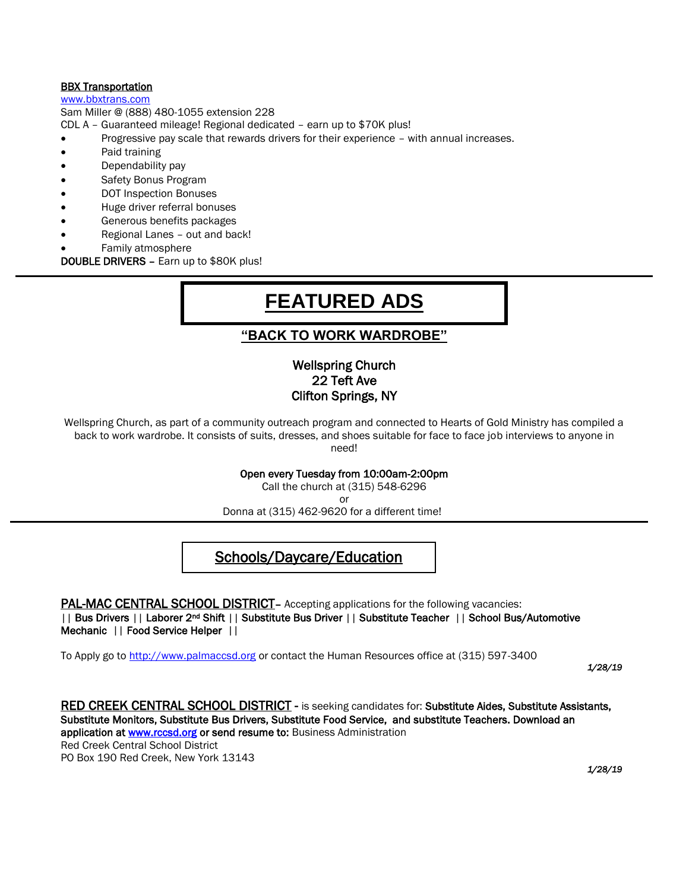**BBX Transportation**

[www.bbxtrans.com](http://www.bbxtrans.com)

Sam Miller @ (888) 480-1055 extension 228

CDL A – Guaranteed mileage! Regional dedicated – earn up to $70K plus!

- Progressive pay scale that rewards drivers for their experience – with annual increases.
- Paid training
- Dependability pay
- Safety Bonus Program
- DOT Inspection Bonuses
- Huge driver referral bonuses
- Generous benefits packages
- Regional Lanes – out and back!
- Family atmosphere

**DOUBLE DRIVERS** – Earn up to $80K plus!

---

# FEATURED ADS

## "BACK TO WORK WARDROBE"

**Wellspring Church**
**22 Teft Ave**
**Clifton Springs, NY**

Wellspring Church, as part of a community outreach program and connected to Hearts of Gold Ministry has compiled a back to work wardrobe. It consists of suits, dresses, and shoes suitable for face to face job interviews to anyone in need!

**Open every Tuesday from 10:00am-2:00pm**

Call the church at (315) 548-6296

or

Donna at (315) 462-9620 for a different time!

---

# Schools/Daycare/Education

**PAL-MAC CENTRAL SCHOOL DISTRICT**– Accepting applications for the following vacancies:
**|| Bus Drivers || Laborer 2nd Shift || Substitute Bus Driver || Substitute Teacher || School Bus/Automotive Mechanic || Food Service Helper ||**

To Apply go to [http://www.palmaccsd.org](http://www.palmaccsd.org) or contact the Human Resources office at (315) 597-3400

*1/28/19*

**RED CREEK CENTRAL SCHOOL DISTRICT** - is seeking candidates for: **Substitute Aides, Substitute Assistants, Substitute Monitors, Substitute Bus Drivers, Substitute Food Service, and substitute Teachers. Download an application at [www.rccsd.org](http://www.rccsd.org) or send resume to:** Business Administration

Red Creek Central School District

PO Box 190 Red Creek, New York 13143

*1/28/19*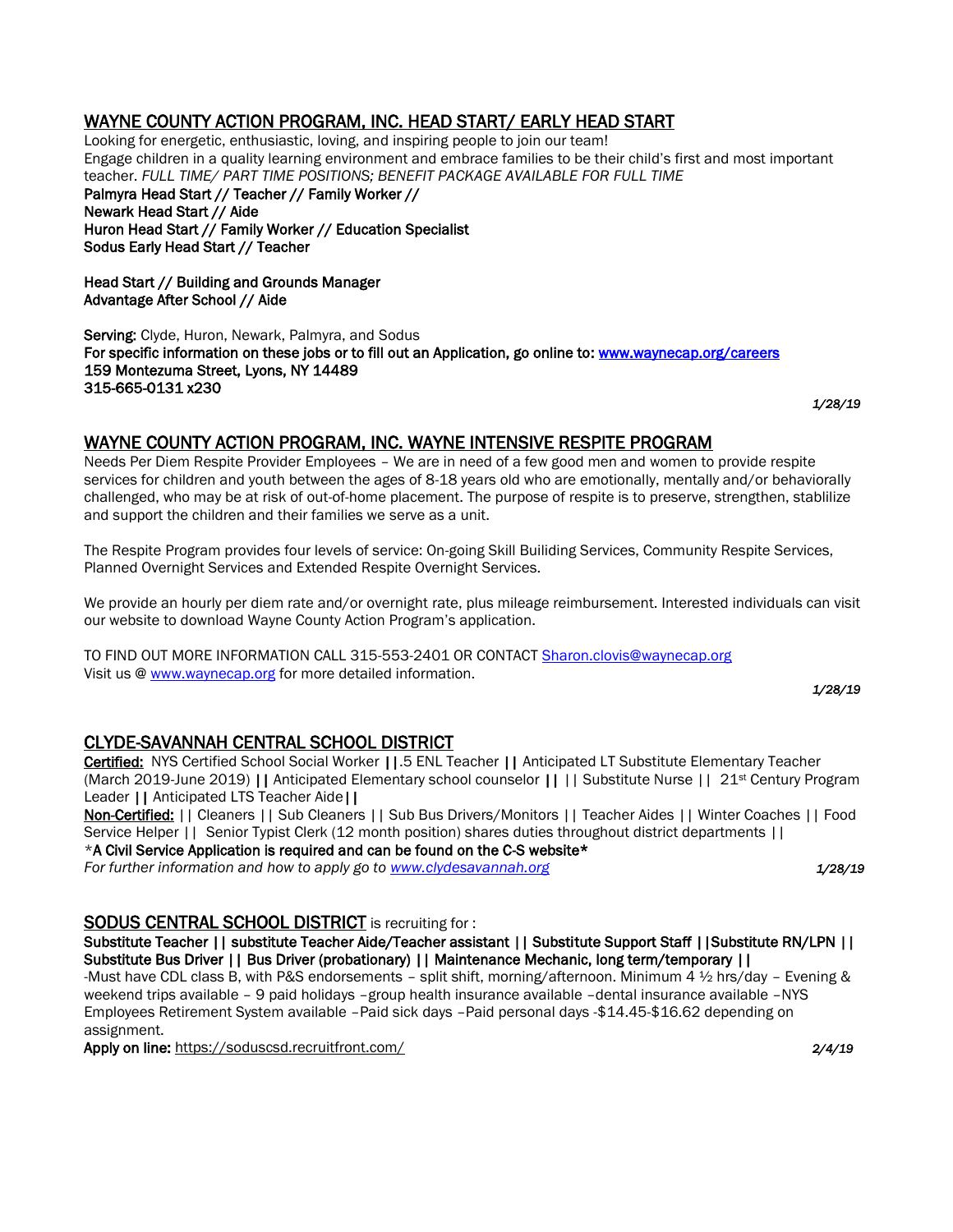## WAYNE COUNTY ACTION PROGRAM, INC. HEAD START/ EARLY HEAD START

Looking for energetic, enthusiastic, loving, and inspiring people to join our team!
Engage children in a quality learning environment and embrace families to be their child's first and most important teacher. *FULL TIME/ PART TIME POSITIONS; BENEFIT PACKAGE AVAILABLE FOR FULL TIME*

**Palmyra Head Start // Teacher // Family Worker //**
**Newark Head Start // Aide**
**Huron Head Start // Family Worker // Education Specialist**
**Sodus Early Head Start // Teacher**

**Head Start // Building and Grounds Manager**
**Advantage After School // Aide**

**Serving:** Clyde, Huron, Newark, Palmyra, and Sodus
**For specific information on these jobs or to fill out an Application, go online to: www.waynecap.org/careers**
**159 Montezuma Street, Lyons, NY 14489**
**315-665-0131 x230**

***1/28/19***

## WAYNE COUNTY ACTION PROGRAM, INC. WAYNE INTENSIVE RESPITE PROGRAM

Needs Per Diem Respite Provider Employees – We are in need of a few good men and women to provide respite services for children and youth between the ages of 8-18 years old who are emotionally, mentally and/or behaviorally challenged, who may be at risk of out-of-home placement. The purpose of respite is to preserve, strengthen, stablilize and support the children and their families we serve as a unit.

The Respite Program provides four levels of service: On-going Skill Builiding Services, Community Respite Services, Planned Overnight Services and Extended Respite Overnight Services.

We provide an hourly per diem rate and/or overnight rate, plus mileage reimbursement. Interested individuals can visit our website to download Wayne County Action Program's application.

TO FIND OUT MORE INFORMATION CALL 315-553-2401 OR CONTACT Sharon.clovis@waynecap.org
Visit us @ www.waynecap.org for more detailed information.

***1/28/19***

## CLYDE-SAVANNAH CENTRAL SCHOOL DISTRICT

**Certified:** NYS Certified School Social Worker **||**.5 ENL Teacher **||** Anticipated LT Substitute Elementary Teacher (March 2019-June 2019) **||** Anticipated Elementary school counselor **||** || Substitute Nurse || 21st Century Program Leader **||** Anticipated LTS Teacher Aide**||**
**Non-Certified:** || Cleaners || Sub Cleaners || Sub Bus Drivers/Monitors || Teacher Aides || Winter Coaches || Food Service Helper || Senior Typist Clerk (12 month position) shares duties throughout district departments ||
\***A Civil Service Application is required and can be found on the C-S website\***
*For further information and how to apply go to www.clydesavannah.org*

***1/28/19***

**SODUS CENTRAL SCHOOL DISTRICT** is recruiting for :

**Substitute Teacher || substitute Teacher Aide/Teacher assistant || Substitute Support Staff ||Substitute RN/LPN || Substitute Bus Driver || Bus Driver (probationary) || Maintenance Mechanic, long term/temporary ||**
-Must have CDL class B, with P&S endorsements – split shift, morning/afternoon. Minimum 4 ½ hrs/day – Evening & weekend trips available – 9 paid holidays –group health insurance available –dental insurance available –NYS Employees Retirement System available –Paid sick days –Paid personal days -$14.45-$16.62 depending on assignment.
**Apply on line:** https://soduscsd.recruitfront.com/

***2/4/19***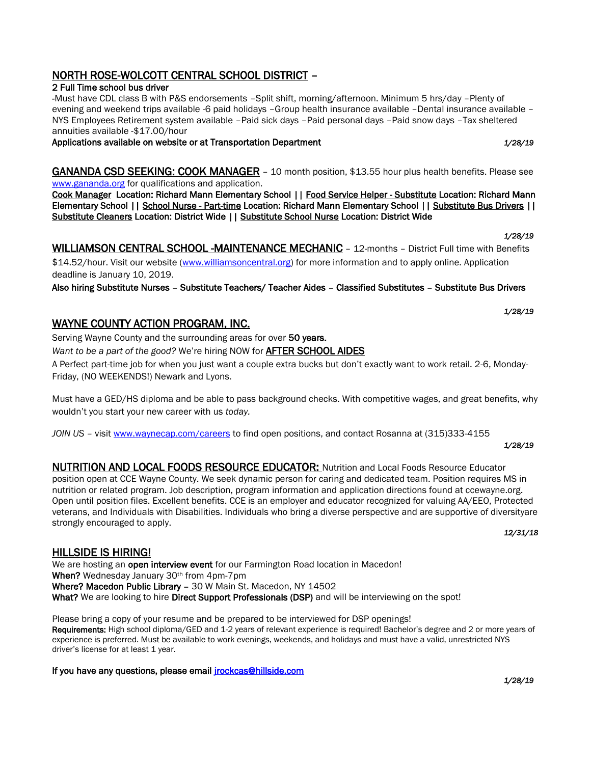## NORTH ROSE-WOLCOTT CENTRAL SCHOOL DISTRICT –

**2 Full Time school bus driver**

-Must have CDL class B with P&S endorsements –Split shift, morning/afternoon. Minimum 5 hrs/day –Plenty of evening and weekend trips available -6 paid holidays –Group health insurance available –Dental insurance available –NYS Employees Retirement system available –Paid sick days –Paid personal days –Paid snow days –Tax sheltered annuities available -$17.00/hour

**Applications available on website or at Transportation Department**

*1/28/19*

## GANANDA CSD SEEKING: COOK MANAGER

– 10 month position, $13.55 hour plus health benefits. Please see www.gananda.org for qualifications and application.

**Cook Manager Location: Richard Mann Elementary School || Food Service Helper - Substitute Location: Richard Mann Elementary School || School Nurse - Part-time Location: Richard Mann Elementary School || Substitute Bus Drivers || Substitute Cleaners Location: District Wide || Substitute School Nurse Location: District Wide**

*1/28/19*

## WILLIAMSON CENTRAL SCHOOL -MAINTENANCE MECHANIC

– 12-months – District Full time with Benefits $14.52/hour. Visit our website (www.williamsoncentral.org) for more information and to apply online. Application deadline is January 10, 2019.

**Also hiring Substitute Nurses – Substitute Teachers/ Teacher Aides – Classified Substitutes – Substitute Bus Drivers**

*1/28/19*

## WAYNE COUNTY ACTION PROGRAM, INC.

Serving Wayne County and the surrounding areas for over **50 years.**

*Want to be a part of the good?* We're hiring NOW for **AFTER SCHOOL AIDES**

A Perfect part-time job for when you just want a couple extra bucks but don't exactly want to work retail. 2-6, Monday-Friday, (NO WEEKENDS!) Newark and Lyons.

Must have a GED/HS diploma and be able to pass background checks. With competitive wages, and great benefits, why wouldn't you start your new career with us *today.*

*JOIN US* – visit www.waynecap.com/careers to find open positions, and contact Rosanna at (315)333-4155

*1/28/19*

## NUTRITION AND LOCAL FOODS RESOURCE EDUCATOR:

Nutrition and Local Foods Resource Educator position open at CCE Wayne County. We seek dynamic person for caring and dedicated team. Position requires MS in nutrition or related program. Job description, program information and application directions found at ccewayne.org. Open until position files. Excellent benefits. CCE is an employer and educator recognized for valuing AA/EEO, Protected veterans, and Individuals with Disabilities. Individuals who bring a diverse perspective and are supportive of diversityare strongly encouraged to apply.

*12/31/18*

## HILLSIDE IS HIRING!

We are hosting an **open interview event** for our Farmington Road location in Macedon!

**When?** Wednesday January 30th from 4pm-7pm

**Where? Macedon Public Library –** 30 W Main St. Macedon, NY 14502

**What?** We are looking to hire **Direct Support Professionals (DSP)** and will be interviewing on the spot!

Please bring a copy of your resume and be prepared to be interviewed for DSP openings!

**Requirements:** High school diploma/GED and 1-2 years of relevant experience is required! Bachelor's degree and 2 or more years of experience is preferred. Must be available to work evenings, weekends, and holidays and must have a valid, unrestricted NYS driver's license for at least 1 year.

**If you have any questions, please email jrockcas@hillside.com**

*1/28/19*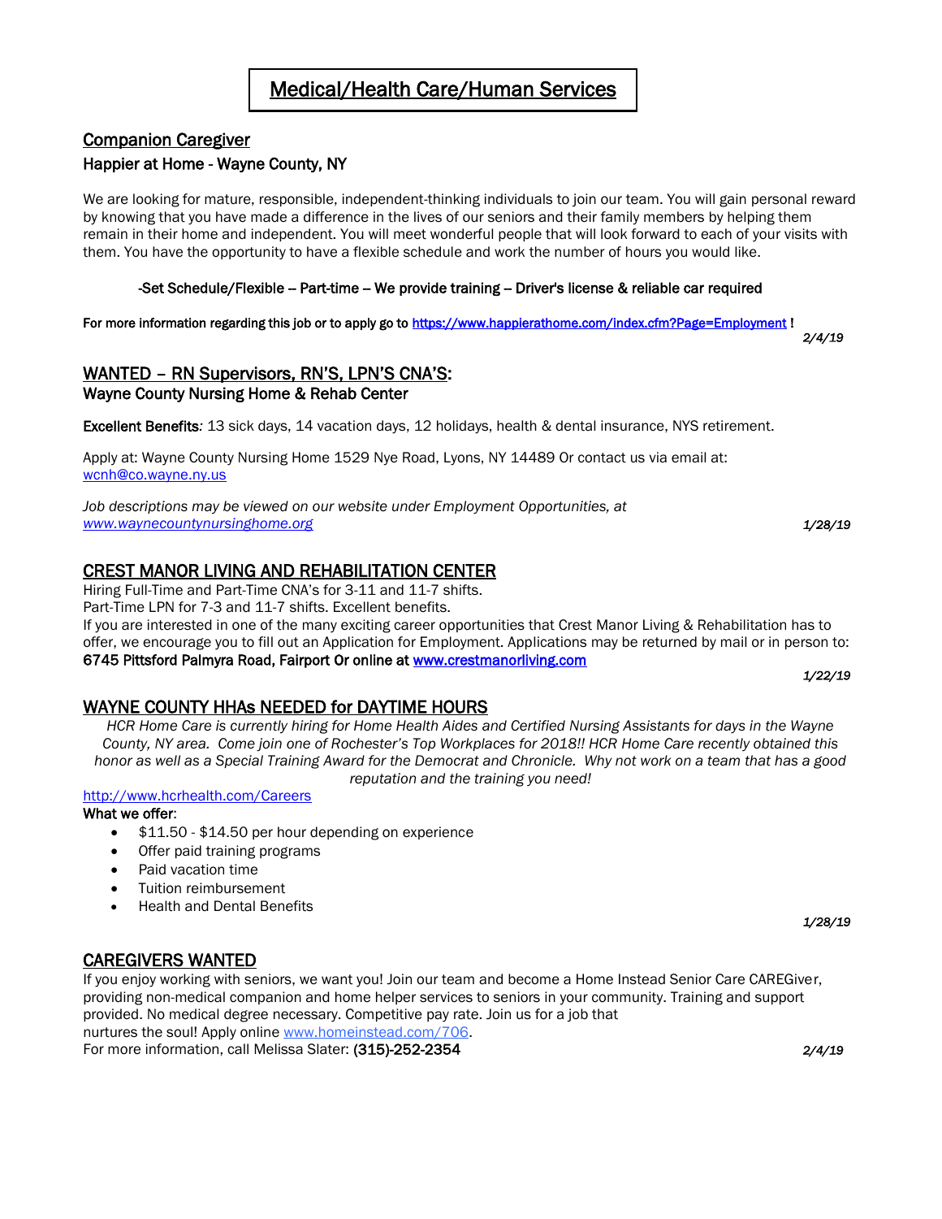# Medical/Health Care/Human Services

## Companion Caregiver

### Happier at Home - Wayne County, NY

We are looking for mature, responsible, independent-thinking individuals to join our team. You will gain personal reward by knowing that you have made a difference in the lives of our seniors and their family members by helping them remain in their home and independent. You will meet wonderful people that will look forward to each of your visits with them. You have the opportunity to have a flexible schedule and work the number of hours you would like.

-Set Schedule/Flexible – Part-time – We provide training – Driver's license & reliable car required

For more information regarding this job or to apply go to https://www.happierathome.com/index.cfm?Page=Employment !

*2/4/19*

## WANTED – RN Supervisors, RN'S, LPN'S CNA'S:

### Wayne County Nursing Home & Rehab Center

**Excellent Benefits***:* 13 sick days, 14 vacation days, 12 holidays, health & dental insurance, NYS retirement.

Apply at: Wayne County Nursing Home 1529 Nye Road, Lyons, NY 14489 Or contact us via email at: wcnh@co.wayne.ny.us

*Job descriptions may be viewed on our website under Employment Opportunities, at www.waynecountynursinghome.org*

***1/28/19***

## CREST MANOR LIVING AND REHABILITATION CENTER

Hiring Full-Time and Part-Time CNA's for 3-11 and 11-7 shifts.
Part-Time LPN for 7-3 and 11-7 shifts. Excellent benefits.
If you are interested in one of the many exciting career opportunities that Crest Manor Living & Rehabilitation has to offer, we encourage you to fill out an Application for Employment. Applications may be returned by mail or in person to:
**6745 Pittsford Palmyra Road, Fairport Or online at www.crestmanorliving.com**

***1/22/19***

## WAYNE COUNTY HHAs NEEDED for DAYTIME HOURS

*HCR Home Care is currently hiring for Home Health Aides and Certified Nursing Assistants for days in the Wayne County, NY area. Come join one of Rochester's Top Workplaces for 2018!! HCR Home Care recently obtained this honor as well as a Special Training Award for the Democrat and Chronicle. Why not work on a team that has a good reputation and the training you need!*

http://www.hcrhealth.com/Careers

What we offer:

- $11.50 - $14.50 per hour depending on experience
- Offer paid training programs
- Paid vacation time
- Tuition reimbursement
- Health and Dental Benefits

***1/28/19***

## CAREGIVERS WANTED

If you enjoy working with seniors, we want you! Join our team and become a Home Instead Senior Care CAREGiver, providing non-medical companion and home helper services to seniors in your community. Training and support provided. No medical degree necessary. Competitive pay rate. Join us for a job that nurtures the soul! Apply online www.homeinstead.com/706.
For more information, call Melissa Slater: **(315)-252-2354**

*2/4/19*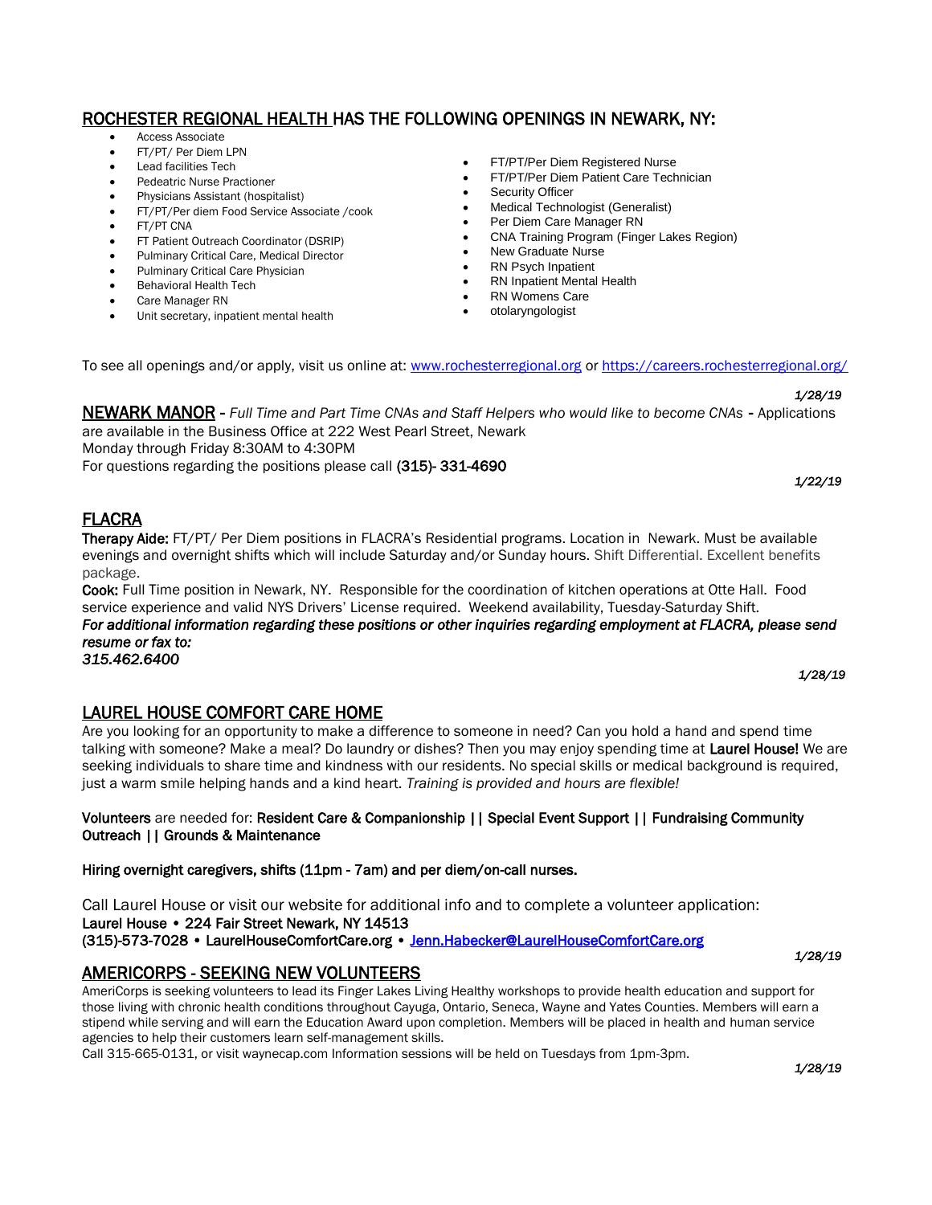## ROCHESTER REGIONAL HEALTH HAS THE FOLLOWING OPENINGS IN NEWARK, NY:

- Access Associate
- FT/PT/ Per Diem LPN
- Lead facilities Tech
- Pedeatric Nurse Practioner
- Physicians Assistant (hospitalist)
- FT/PT/Per diem Food Service Associate /cook
- FT/PT CNA
- FT Patient Outreach Coordinator (DSRIP)
- Pulminary Critical Care, Medical Director
- Pulminary Critical Care Physician
- Behavioral Health Tech
- Care Manager RN
- Unit secretary, inpatient mental health
- FT/PT/Per Diem Registered Nurse
- FT/PT/Per Diem Patient Care Technician
- Security Officer
- Medical Technologist (Generalist)
- Per Diem Care Manager RN
- CNA Training Program (Finger Lakes Region)
- New Graduate Nurse
- RN Psych Inpatient
- RN Inpatient Mental Health
- RN Womens Care
- otolaryngologist

To see all openings and/or apply, visit us online at: www.rochesterregional.org or https://careers.rochesterregional.org/

*1/28/19*

**NEWARK MANOR** - *Full Time and Part Time CNAs and Staff Helpers who would like to become CNAs* - Applications are available in the Business Office at 222 West Pearl Street, Newark
Monday through Friday 8:30AM to 4:30PM
For questions regarding the positions please call **(315)- 331-4690**

*1/22/19*

## FLACRA

**Therapy Aide:** FT/PT/ Per Diem positions in FLACRA's Residential programs. Location in Newark. Must be available evenings and overnight shifts which will include Saturday and/or Sunday hours. Shift Differential. Excellent benefits package.

**Cook:** Full Time position in Newark, NY. Responsible for the coordination of kitchen operations at Otte Hall. Food service experience and valid NYS Drivers' License required. Weekend availability, Tuesday-Saturday Shift.

***For additional information regarding these positions or other inquiries regarding employment at FLACRA, please send resume or fax to:***
***315.462.6400***

*1/28/19*

## LAUREL HOUSE COMFORT CARE HOME

Are you looking for an opportunity to make a difference to someone in need? Can you hold a hand and spend time talking with someone? Make a meal? Do laundry or dishes? Then you may enjoy spending time at **Laurel House!** We are seeking individuals to share time and kindness with our residents. No special skills or medical background is required, just a warm smile helping hands and a kind heart. *Training is provided and hours are flexible!*

**Volunteers** are needed for: **Resident Care & Companionship || Special Event Support || Fundraising Community Outreach || Grounds & Maintenance**

**Hiring overnight caregivers, shifts (11pm - 7am) and per diem/on-call nurses.**

Call Laurel House or visit our website for additional info and to complete a volunteer application:
**Laurel House • 224 Fair Street Newark, NY 14513**
**(315)-573-7028 • LaurelHouseComfortCare.org • Jenn.Habecker@LaurelHouseComfortCare.org**

*1/28/19*

## AMERICORPS - SEEKING NEW VOLUNTEERS

AmeriCorps is seeking volunteers to lead its Finger Lakes Living Healthy workshops to provide health education and support for those living with chronic health conditions throughout Cayuga, Ontario, Seneca, Wayne and Yates Counties. Members will earn a stipend while serving and will earn the Education Award upon completion. Members will be placed in health and human service agencies to help their customers learn self-management skills.
Call 315-665-0131, or visit waynecap.com Information sessions will be held on Tuesdays from 1pm-3pm.

*1/28/19*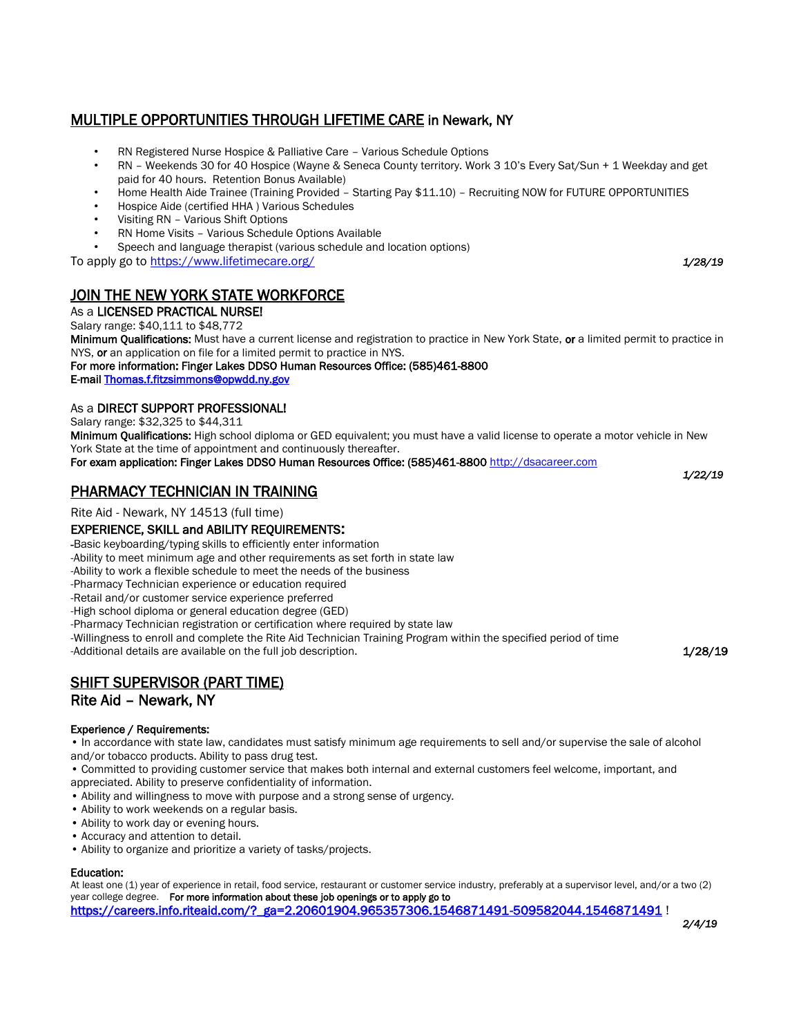## MULTIPLE OPPORTUNITIES THROUGH LIFETIME CARE in Newark, NY

- RN Registered Nurse Hospice & Palliative Care – Various Schedule Options
- RN – Weekends 30 for 40 Hospice (Wayne & Seneca County territory. Work 3 10's Every Sat/Sun + 1 Weekday and get paid for 40 hours. Retention Bonus Available)
- Home Health Aide Trainee (Training Provided – Starting Pay $11.10) – Recruiting NOW for FUTURE OPPORTUNITIES
- Hospice Aide (certified HHA ) Various Schedules
- Visiting RN – Various Shift Options
- RN Home Visits – Various Schedule Options Available
- Speech and language therapist (various schedule and location options)

To apply go to https://www.lifetimecare.org/

***1/28/19***

## JOIN THE NEW YORK STATE WORKFORCE

As a **LICENSED PRACTICAL NURSE!**

Salary range: $40,111 to $48,772

**Minimum Qualifications:** Must have a current license and registration to practice in New York State, **or** a limited permit to practice in NYS, **or** an application on file for a limited permit to practice in NYS.

**For more information: Finger Lakes DDSO Human Resources Office: (585)461-8800**

**E-mail Thomas.f.fitzsimmons@opwdd.ny.gov**

As a **DIRECT SUPPORT PROFESSIONAL!**

Salary range: $32,325 to $44,311

**Minimum Qualifications:** High school diploma or GED equivalent; you must have a valid license to operate a motor vehicle in New York State at the time of appointment and continuously thereafter.

**For exam application: Finger Lakes DDSO Human Resources Office: (585)461-8800** http://dsacareer.com

***1/22/19***

## PHARMACY TECHNICIAN IN TRAINING

Rite Aid - Newark, NY 14513 (full time)

**EXPERIENCE, SKILL and ABILITY REQUIREMENTS:**

-Basic keyboarding/typing skills to efficiently enter information
-Ability to meet minimum age and other requirements as set forth in state law
-Ability to work a flexible schedule to meet the needs of the business
-Pharmacy Technician experience or education required
-Retail and/or customer service experience preferred
-High school diploma or general education degree (GED)
-Pharmacy Technician registration or certification where required by state law
-Willingness to enroll and complete the Rite Aid Technician Training Program within the specified period of time
-Additional details are available on the full job description.

**1/28/19**

## SHIFT SUPERVISOR (PART TIME)

### Rite Aid – Newark, NY

**Experience / Requirements:**

• In accordance with state law, candidates must satisfy minimum age requirements to sell and/or supervise the sale of alcohol and/or tobacco products. Ability to pass drug test.
• Committed to providing customer service that makes both internal and external customers feel welcome, important, and appreciated. Ability to preserve confidentiality of information.
• Ability and willingness to move with purpose and a strong sense of urgency.
• Ability to work weekends on a regular basis.
• Ability to work day or evening hours.
• Accuracy and attention to detail.
• Ability to organize and prioritize a variety of tasks/projects.

**Education:**

At least one (1) year of experience in retail, food service, restaurant or customer service industry, preferably at a supervisor level, and/or a two (2) year college degree. **For more information about these job openings or to apply go to** https://careers.info.riteaid.com/?_ga=2.20601904.965357306.1546871491-509582044.1546871491 !

***2/4/19***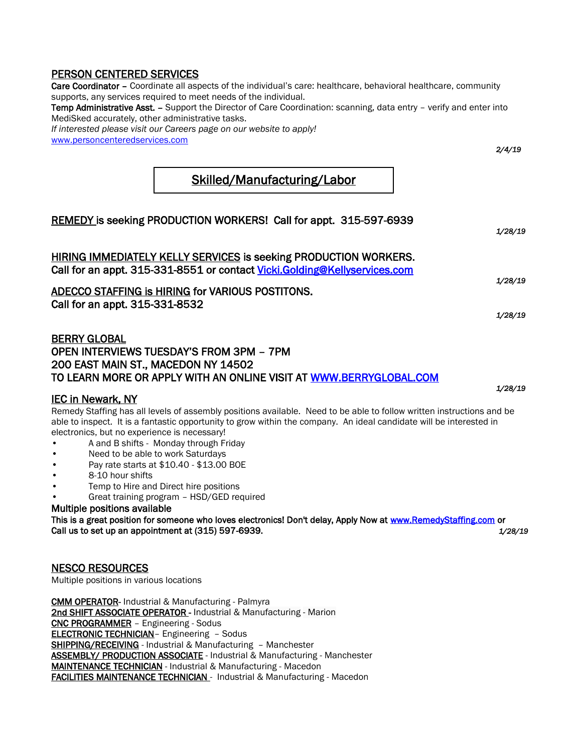## PERSON CENTERED SERVICES

**Care Coordinator** – Coordinate all aspects of the individual's care: healthcare, behavioral healthcare, community supports, any services required to meet needs of the individual.
**Temp Administrative Asst.** – Support the Director of Care Coordination: scanning, data entry – verify and enter into MediSked accurately, other administrative tasks.
*If interested please visit our Careers page on our website to apply!*
www.personcenteredservices.com

*2/4/19*

# Skilled/Manufacturing/Labor

**REMEDY is seeking PRODUCTION WORKERS! Call for appt. 315-597-6939**

*1/28/19*

**HIRING IMMEDIATELY KELLY SERVICES is seeking PRODUCTION WORKERS.**
**Call for an appt. 315-331-8551 or contact Vicki.Golding@Kellyservices.com**

*1/28/19*

**ADECCO STAFFING is HIRING for VARIOUS POSTITONS.**
**Call for an appt. 315-331-8532**

*1/28/19*

**BERRY GLOBAL**
**OPEN INTERVIEWS TUESDAY'S FROM 3PM – 7PM**
**200 EAST MAIN ST., MACEDON NY 14502**
**TO LEARN MORE OR APPLY WITH AN ONLINE VISIT AT WWW.BERRYGLOBAL.COM**

*1/28/19*

## IEC in Newark, NY

Remedy Staffing has all levels of assembly positions available. Need to be able to follow written instructions and be able to inspect. It is a fantastic opportunity to grow within the company. An ideal candidate will be interested in electronics, but no experience is necessary!

- A and B shifts - Monday through Friday
- Need to be able to work Saturdays
- Pay rate starts at $10.40 - $13.00 BOE
- 8-10 hour shifts
- Temp to Hire and Direct hire positions
- Great training program – HSD/GED required

**Multiple positions available**
**This is a great position for someone who loves electronics! Don't delay, Apply Now at www.RemedyStaffing.com or Call us to set up an appointment at (315) 597-6939.** *1/28/19*

## NESCO RESOURCES

Multiple positions in various locations

**CMM OPERATOR**- Industrial & Manufacturing - Palmyra
**2nd SHIFT ASSOCIATE OPERATOR** - Industrial & Manufacturing - Marion
**CNC PROGRAMMER** – Engineering - Sodus
**ELECTRONIC TECHNICIAN**– Engineering – Sodus
**SHIPPING/RECEIVING** - Industrial & Manufacturing – Manchester
**ASSEMBLY/ PRODUCTION ASSOCIATE** - Industrial & Manufacturing - Manchester
**MAINTENANCE TECHNICIAN** - Industrial & Manufacturing - Macedon
**FACILITIES MAINTENANCE TECHNICIAN** - Industrial & Manufacturing - Macedon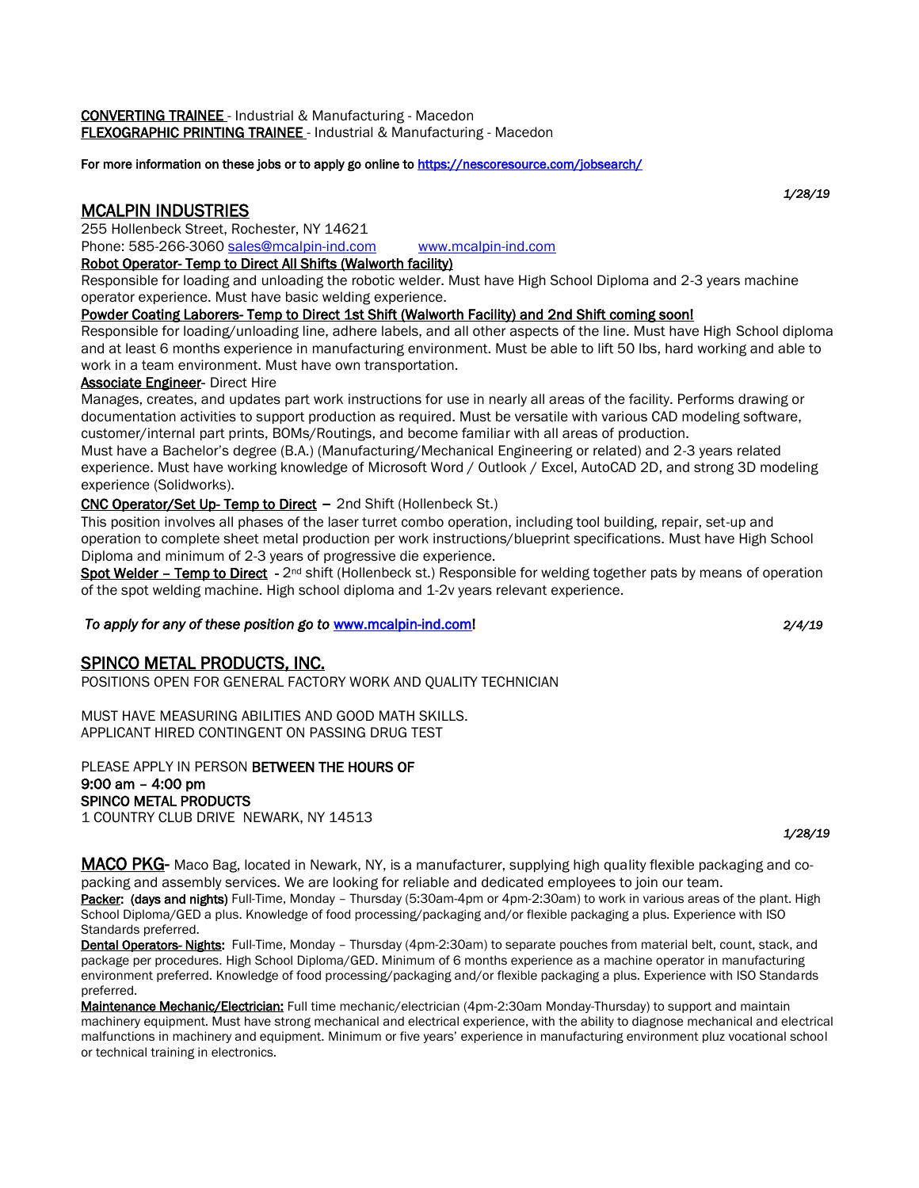**CONVERTING TRAINEE** - Industrial & Manufacturing - Macedon
**FLEXOGRAPHIC PRINTING TRAINEE** - Industrial & Manufacturing - Macedon

**For more information on these jobs or to apply go online to https://nescoresource.com/jobsearch/**

*1/28/19*

## MCALPIN INDUSTRIES

255 Hollenbeck Street, Rochester, NY 14621
Phone: 585-266-3060 sales@mcalpin-ind.com www.mcalpin-ind.com

**Robot Operator- Temp to Direct All Shifts (Walworth facility)**
Responsible for loading and unloading the robotic welder. Must have High School Diploma and 2-3 years machine operator experience. Must have basic welding experience.

**Powder Coating Laborers- Temp to Direct 1st Shift (Walworth Facility) and 2nd Shift coming soon!**
Responsible for loading/unloading line, adhere labels, and all other aspects of the line. Must have High School diploma and at least 6 months experience in manufacturing environment. Must be able to lift 50 lbs, hard working and able to work in a team environment. Must have own transportation.

**Associate Engineer**- Direct Hire
Manages, creates, and updates part work instructions for use in nearly all areas of the facility. Performs drawing or documentation activities to support production as required. Must be versatile with various CAD modeling software, customer/internal part prints, BOMs/Routings, and become familiar with all areas of production.
Must have a Bachelor's degree (B.A.) (Manufacturing/Mechanical Engineering or related) and 2-3 years related experience. Must have working knowledge of Microsoft Word / Outlook / Excel, AutoCAD 2D, and strong 3D modeling experience (Solidworks).

**CNC Operator/Set Up- Temp to Direct** – 2nd Shift (Hollenbeck St.)
This position involves all phases of the laser turret combo operation, including tool building, repair, set-up and operation to complete sheet metal production per work instructions/blueprint specifications. Must have High School Diploma and minimum of 2-3 years of progressive die experience.

**Spot Welder – Temp to Direct** - 2nd shift (Hollenbeck st.) Responsible for welding together pats by means of operation of the spot welding machine. High school diploma and 1-2v years relevant experience.

***To apply for any of these position go to www.mcalpin-ind.com!***

*2/4/19*

## SPINCO METAL PRODUCTS, INC.

POSITIONS OPEN FOR GENERAL FACTORY WORK AND QUALITY TECHNICIAN

MUST HAVE MEASURING ABILITIES AND GOOD MATH SKILLS.
APPLICANT HIRED CONTINGENT ON PASSING DRUG TEST

PLEASE APPLY IN PERSON **BETWEEN THE HOURS OF**
**9:00 am – 4:00 pm**
**SPINCO METAL PRODUCTS**
1 COUNTRY CLUB DRIVE NEWARK, NY 14513

*1/28/19*

**MACO PKG**- Maco Bag, located in Newark, NY, is a manufacturer, supplying high quality flexible packaging and co-packing and assembly services. We are looking for reliable and dedicated employees to join our team.

**Packer: (days and nights)** Full-Time, Monday – Thursday (5:30am-4pm or 4pm-2:30am) to work in various areas of the plant. High School Diploma/GED a plus. Knowledge of food processing/packaging and/or flexible packaging a plus. Experience with ISO Standards preferred.

**Dental Operators- Nights:** Full-Time, Monday – Thursday (4pm-2:30am) to separate pouches from material belt, count, stack, and package per procedures. High School Diploma/GED. Minimum of 6 months experience as a machine operator in manufacturing environment preferred. Knowledge of food processing/packaging and/or flexible packaging a plus. Experience with ISO Standards preferred.

**Maintenance Mechanic/Electrician:** Full time mechanic/electrician (4pm-2:30am Monday-Thursday) to support and maintain machinery equipment. Must have strong mechanical and electrical experience, with the ability to diagnose mechanical and electrical malfunctions in machinery and equipment. Minimum or five years' experience in manufacturing environment pluz vocational school or technical training in electronics.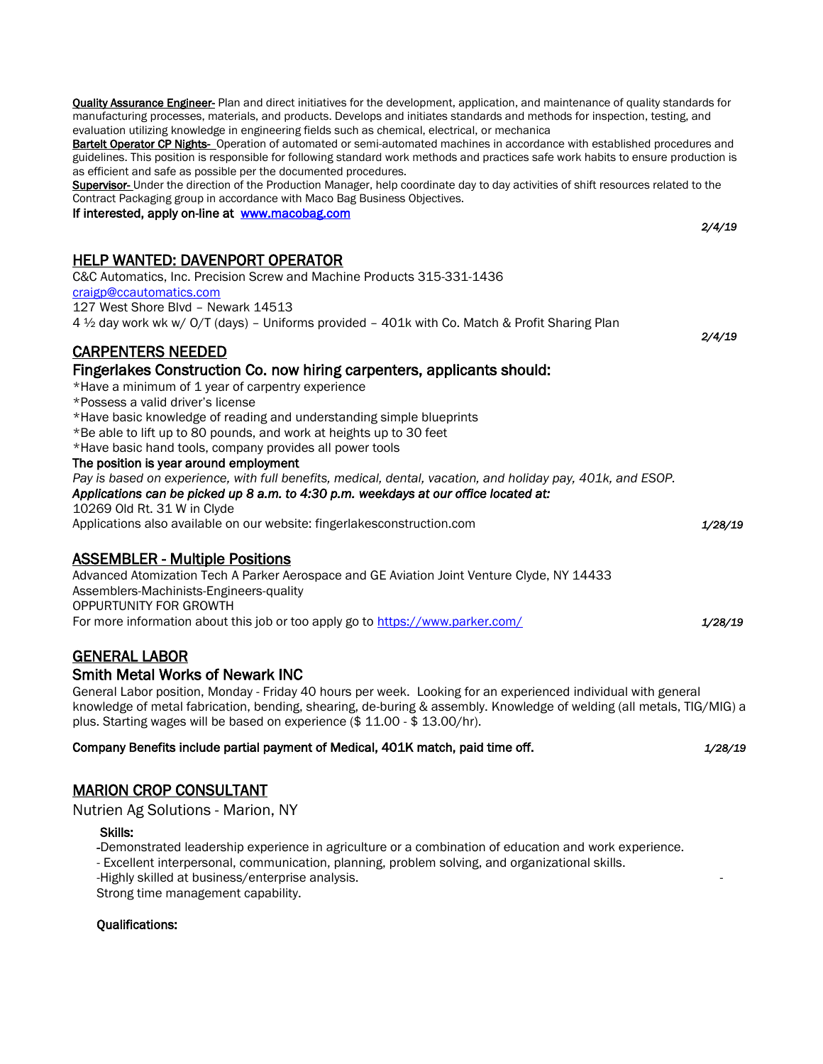**Quality Assurance Engineer-** Plan and direct initiatives for the development, application, and maintenance of quality standards for manufacturing processes, materials, and products. Develops and initiates standards and methods for inspection, testing, and evaluation utilizing knowledge in engineering fields such as chemical, electrical, or mechanica

**Bartelt Operator CP Nights-** Operation of automated or semi-automated machines in accordance with established procedures and guidelines. This position is responsible for following standard work methods and practices safe work habits to ensure production is as efficient and safe as possible per the documented procedures.

**Supervisor-** Under the direction of the Production Manager, help coordinate day to day activities of shift resources related to the Contract Packaging group in accordance with Maco Bag Business Objectives.

**If interested, apply on-line at [www.macobag.com](http://www.macobag.com)**

*2/4/19*

## HELP WANTED: DAVENPORT OPERATOR

C&C Automatics, Inc. Precision Screw and Machine Products 315-331-1436
craigp@ccautomatics.com
127 West Shore Blvd – Newark 14513
4 ½ day work wk w/ O/T (days) – Uniforms provided – 401k with Co. Match & Profit Sharing Plan

*2/4/19*

## CARPENTERS NEEDED

### Fingerlakes Construction Co. now hiring carpenters, applicants should:

*Have a minimum of 1 year of carpentry experience
*Possess a valid driver's license
*Have basic knowledge of reading and understanding simple blueprints
*Be able to lift up to 80 pounds, and work at heights up to 30 feet
*Have basic hand tools, company provides all power tools

**The position is year around employment**

*Pay is based on experience, with full benefits, medical, dental, vacation, and holiday pay, 401k, and ESOP.*

***Applications can be picked up 8 a.m. to 4:30 p.m. weekdays at our office located at:***

10269 Old Rt. 31 W in Clyde
Applications also available on our website: fingerlakesconstruction.com

*1/28/19*

## ASSEMBLER - Multiple Positions

Advanced Atomization Tech A Parker Aerospace and GE Aviation Joint Venture Clyde, NY 14433
Assemblers-Machinists-Engineers-quality
OPPURTUNITY FOR GROWTH
For more information about this job or too apply go to [https://www.parker.com/](https://www.parker.com/)

*1/28/19*

## GENERAL LABOR

### Smith Metal Works of Newark INC

General Labor position, Monday - Friday 40 hours per week. Looking for an experienced individual with general knowledge of metal fabrication, bending, shearing, de-buring & assembly. Knowledge of welding (all metals, TIG/MIG) a plus. Starting wages will be based on experience ($ 11.00 - $ 13.00/hr).

**Company Benefits include partial payment of Medical, 401K match, paid time off.**

*1/28/19*

## MARION CROP CONSULTANT

### Nutrien Ag Solutions - Marion, NY

**Skills:**

-Demonstrated leadership experience in agriculture or a combination of education and work experience.
- Excellent interpersonal, communication, planning, problem solving, and organizational skills.
-Highly skilled at business/enterprise analysis.
Strong time management capability.

**Qualifications:**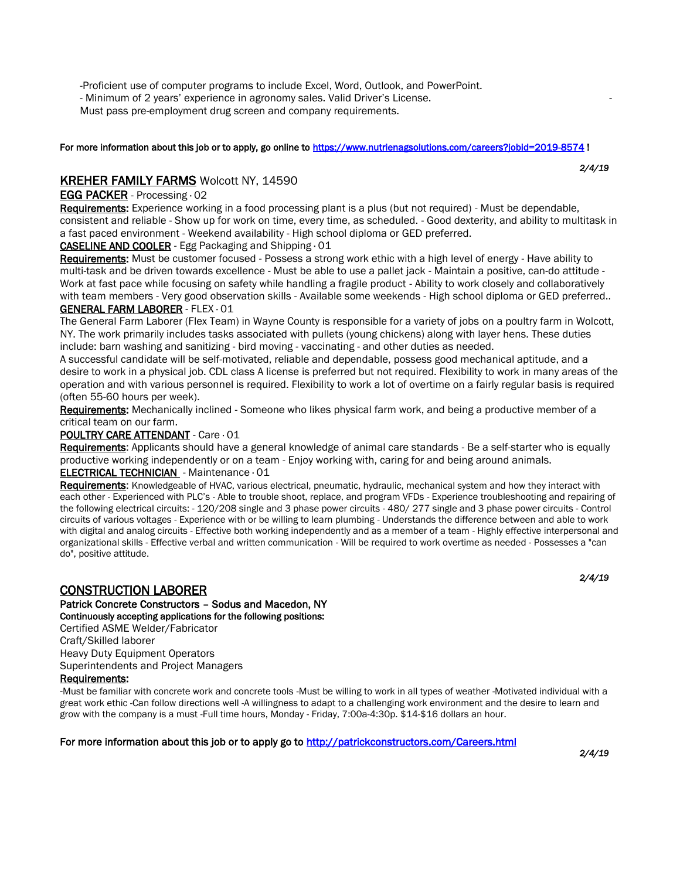-Proficient use of computer programs to include Excel, Word, Outlook, and PowerPoint.
- Minimum of 2 years' experience in agronomy sales. Valid Driver's License. -
Must pass pre-employment drug screen and company requirements.

**For more information about this job or to apply, go online to https://www.nutrienagsolutions.com/careers?jobid=2019-8574 !**

*2/4/19*

## KREHER FAMILY FARMS Wolcott NY, 14590

**EGG PACKER** - Processing · 02

**Requirements:** Experience working in a food processing plant is a plus (but not required) - Must be dependable, consistent and reliable - Show up for work on time, every time, as scheduled. - Good dexterity, and ability to multitask in a fast paced environment - Weekend availability - High school diploma or GED preferred.

**CASELINE AND COOLER** - Egg Packaging and Shipping · 01

**Requirements:** Must be customer focused - Possess a strong work ethic with a high level of energy - Have ability to multi-task and be driven towards excellence - Must be able to use a pallet jack - Maintain a positive, can-do attitude - Work at fast pace while focusing on safety while handling a fragile product - Ability to work closely and collaboratively with team members - Very good observation skills - Available some weekends - High school diploma or GED preferred..

**GENERAL FARM LABORER** - FLEX · 01

The General Farm Laborer (Flex Team) in Wayne County is responsible for a variety of jobs on a poultry farm in Wolcott, NY. The work primarily includes tasks associated with pullets (young chickens) along with layer hens. These duties include: barn washing and sanitizing - bird moving - vaccinating - and other duties as needed.

A successful candidate will be self-motivated, reliable and dependable, possess good mechanical aptitude, and a desire to work in a physical job. CDL class A license is preferred but not required. Flexibility to work in many areas of the operation and with various personnel is required. Flexibility to work a lot of overtime on a fairly regular basis is required (often 55-60 hours per week).

**Requirements:** Mechanically inclined - Someone who likes physical farm work, and being a productive member of a critical team on our farm.

**POULTRY CARE ATTENDANT** - Care · 01

**Requirements**: Applicants should have a general knowledge of animal care standards - Be a self-starter who is equally productive working independently or on a team - Enjoy working with, caring for and being around animals.

**ELECTRICAL TECHNICIAN** - Maintenance · 01

**Requirements**: Knowledgeable of HVAC, various electrical, pneumatic, hydraulic, mechanical system and how they interact with each other - Experienced with PLC's - Able to trouble shoot, replace, and program VFDs - Experience troubleshooting and repairing of the following electrical circuits: - 120/208 single and 3 phase power circuits - 480/ 277 single and 3 phase power circuits - Control circuits of various voltages - Experience with or be willing to learn plumbing - Understands the difference between and able to work with digital and analog circuits - Effective both working independently and as a member of a team - Highly effective interpersonal and organizational skills - Effective verbal and written communication - Will be required to work overtime as needed - Possesses a "can do", positive attitude.

*2/4/19*

## CONSTRUCTION LABORER

**Patrick Concrete Constructors – Sodus and Macedon, NY**

**Continuously accepting applications for the following positions:**

Certified ASME Welder/Fabricator
Craft/Skilled laborer
Heavy Duty Equipment Operators
Superintendents and Project Managers

**Requirements:**

-Must be familiar with concrete work and concrete tools -Must be willing to work in all types of weather -Motivated individual with a great work ethic -Can follow directions well -A willingness to adapt to a challenging work environment and the desire to learn and grow with the company is a must -Full time hours, Monday - Friday, 7:00a-4:30p. $14-$16 dollars an hour.

**For more information about this job or to apply go to http://patrickconstructors.com/Careers.html**

*2/4/19*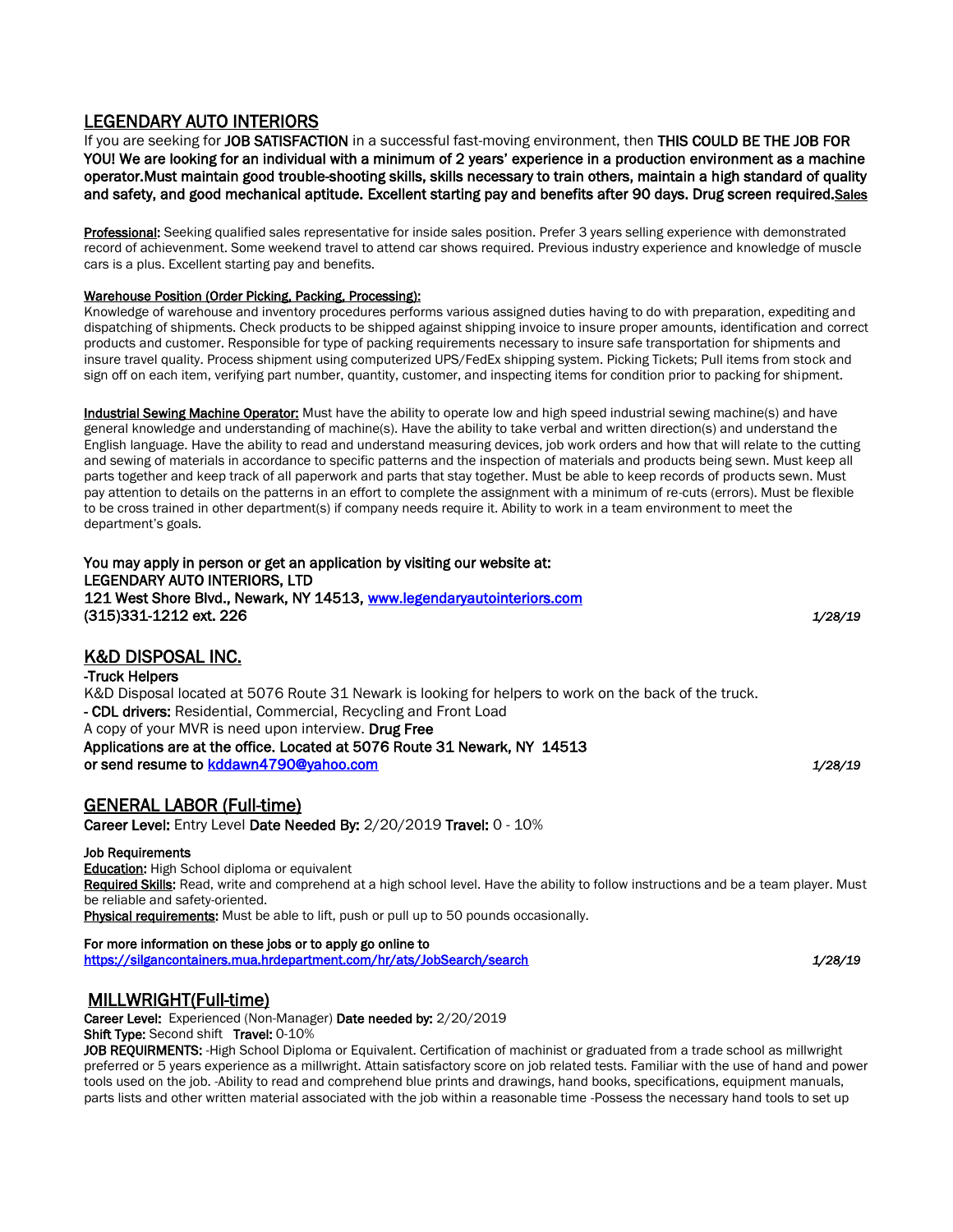## LEGENDARY AUTO INTERIORS

If you are seeking for **JOB SATISFACTION** in a successful fast-moving environment, then **THIS COULD BE THE JOB FOR YOU! We are looking for an individual with a minimum of 2 years' experience in a production environment as a machine operator.Must maintain good trouble-shooting skills, skills necessary to train others, maintain a high standard of quality and safety, and good mechanical aptitude. Excellent starting pay and benefits after 90 days. Drug screen required.**<u>Sales</u>

<u>Professional</u>: Seeking qualified sales representative for inside sales position. Prefer 3 years selling experience with demonstrated record of achievenment. Some weekend travel to attend car shows required. Previous industry experience and knowledge of muscle cars is a plus. Excellent starting pay and benefits.

<u>Warehouse Position (Order Picking, Packing, Processing):</u>
Knowledge of warehouse and inventory procedures performs various assigned duties having to do with preparation, expediting and dispatching of shipments. Check products to be shipped against shipping invoice to insure proper amounts, identification and correct products and customer. Responsible for type of packing requirements necessary to insure safe transportation for shipments and insure travel quality. Process shipment using computerized UPS/FedEx shipping system. Picking Tickets; Pull items from stock and sign off on each item, verifying part number, quantity, customer, and inspecting items for condition prior to packing for shipment.

<u>Industrial Sewing Machine Operator:</u> Must have the ability to operate low and high speed industrial sewing machine(s) and have general knowledge and understanding of machine(s). Have the ability to take verbal and written direction(s) and understand the English language. Have the ability to read and understand measuring devices, job work orders and how that will relate to the cutting and sewing of materials in accordance to specific patterns and the inspection of materials and products being sewn. Must keep all parts together and keep track of all paperwork and parts that stay together. Must be able to keep records of products sewn. Must pay attention to details on the patterns in an effort to complete the assignment with a minimum of re-cuts (errors). Must be flexible to be cross trained in other department(s) if company needs require it. Ability to work in a team environment to meet the department's goals.

**You may apply in person or get an application by visiting our website at:**
**LEGENDARY AUTO INTERIORS, LTD**
**121 West Shore Blvd., Newark, NY 14513, www.legendaryautointeriors.com**
**(315)331-1212 ext. 226** *1/28/19*

## K&D DISPOSAL INC.

**-Truck Helpers**
K&D Disposal located at 5076 Route 31 Newark is looking for helpers to work on the back of the truck.
**- CDL drivers:** Residential, Commercial, Recycling and Front Load
A copy of your MVR is need upon interview. **Drug Free**
**Applications are at the office. Located at 5076 Route 31 Newark, NY 14513**
**or send resume to kddawn4790@yahoo.com** *1/28/19*

## GENERAL LABOR (Full-time)

**Career Level:** Entry Level **Date Needed By:** 2/20/2019 **Travel:** 0 - 10%

**Job Requirements**
<u>**Education**</u>: High School diploma or equivalent
<u>**Required Skills**</u>: Read, write and comprehend at a high school level. Have the ability to follow instructions and be a team player. Must be reliable and safety-oriented.
<u>**Physical requirements**</u>: Must be able to lift, push or pull up to 50 pounds occasionally.

**For more information on these jobs or to apply go online to**
**https://silgancontainers.mua.hrdepartment.com/hr/ats/JobSearch/search** *1/28/19*

## MILLWRIGHT(Full-time)

**Career Level:** Experienced (Non-Manager) **Date needed by:** 2/20/2019
**Shift Type:** Second shift **Travel:** 0-10%
**JOB REQUIRMENTS:** -High School Diploma or Equivalent. Certification of machinist or graduated from a trade school as millwright preferred or 5 years experience as a millwright. Attain satisfactory score on job related tests. Familiar with the use of hand and power tools used on the job. -Ability to read and comprehend blue prints and drawings, hand books, specifications, equipment manuals, parts lists and other written material associated with the job within a reasonable time -Possess the necessary hand tools to set up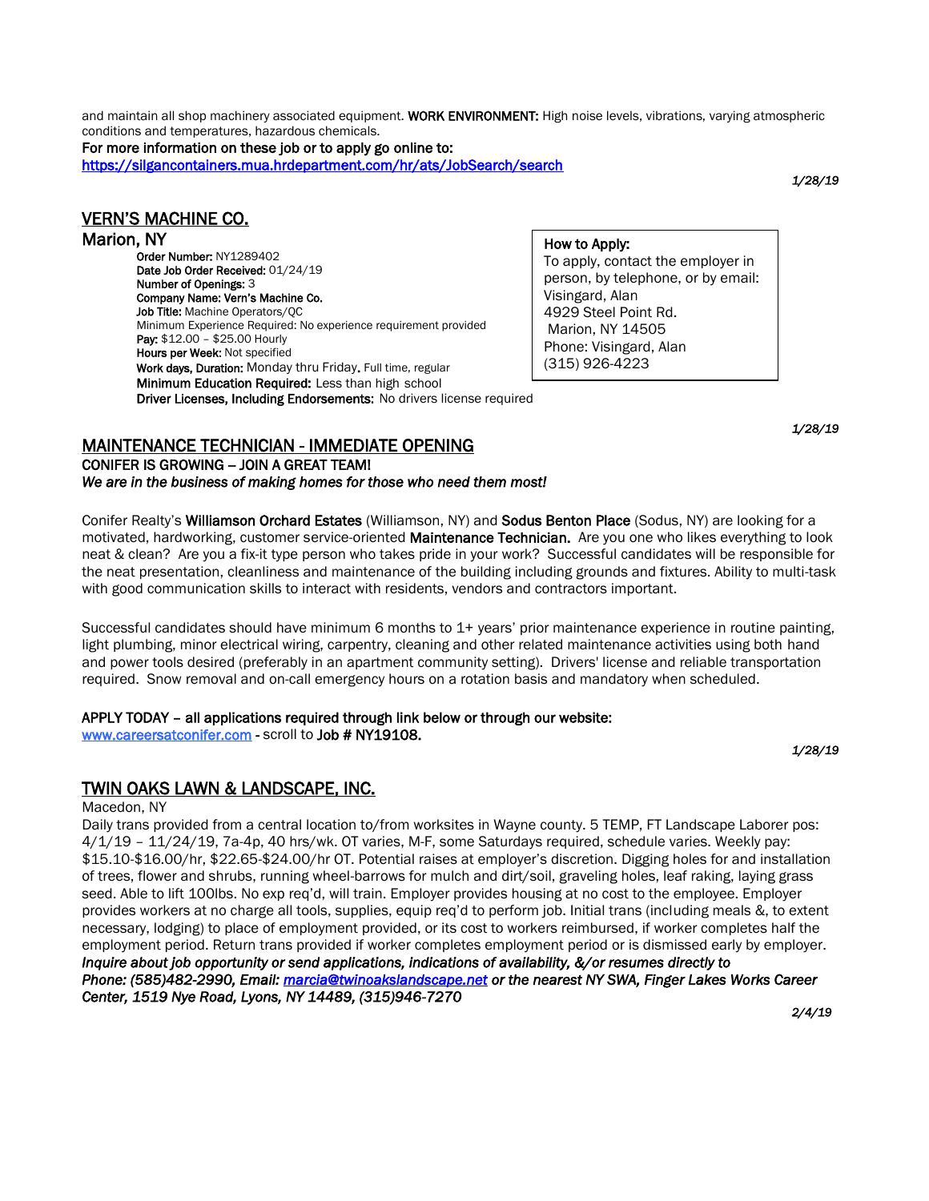and maintain all shop machinery associated equipment. **WORK ENVIRONMENT:** High noise levels, vibrations, varying atmospheric conditions and temperatures, hazardous chemicals.

**For more information on these job or to apply go online to:**
https://silgancontainers.mua.hrdepartment.com/hr/ats/JobSearch/search

*1/28/19*

## VERN'S MACHINE CO.

### Marion, NY

**Order Number:** NY1289402
**Date Job Order Received:** 01/24/19
**Number of Openings:** 3
**Company Name: Vern's Machine Co.**
**Job Title:** Machine Operators/QC
Minimum Experience Required: No experience requirement provided
**Pay:** $12.00 – $25.00 Hourly
**Hours per Week:** Not specified
**Work days, Duration:** Monday thru Friday, Full time, regular
**Minimum Education Required:** Less than high school
**Driver Licenses, Including Endorsements:** No drivers license required

**How to Apply:**
To apply, contact the employer in person, by telephone, or by email:
Visingard, Alan
4929 Steel Point Rd.
Marion, NY 14505
Phone: Visingard, Alan
(315) 926-4223

*1/28/19*

## MAINTENANCE TECHNICIAN - IMMEDIATE OPENING

**CONIFER IS GROWING – JOIN A GREAT TEAM!**
***We are in the business of making homes for those who need them most!***

Conifer Realty's **Williamson Orchard Estates** (Williamson, NY) and **Sodus Benton Place** (Sodus, NY) are looking for a motivated, hardworking, customer service-oriented **Maintenance Technician.** Are you one who likes everything to look neat & clean? Are you a fix-it type person who takes pride in your work? Successful candidates will be responsible for the neat presentation, cleanliness and maintenance of the building including grounds and fixtures. Ability to multi-task with good communication skills to interact with residents, vendors and contractors important.

Successful candidates should have minimum 6 months to 1+ years' prior maintenance experience in routine painting, light plumbing, minor electrical wiring, carpentry, cleaning and other related maintenance activities using both hand and power tools desired (preferably in an apartment community setting). Drivers' license and reliable transportation required. Snow removal and on-call emergency hours on a rotation basis and mandatory when scheduled.

**APPLY TODAY – all applications required through link below or through our website:**
www.careersatconifer.com - scroll to **Job # NY19108.**

*1/28/19*

## TWIN OAKS LAWN & LANDSCAPE, INC.

Macedon, NY

Daily trans provided from a central location to/from worksites in Wayne county. 5 TEMP, FT Landscape Laborer pos: 4/1/19 – 11/24/19, 7a-4p, 40 hrs/wk. OT varies, M-F, some Saturdays required, schedule varies. Weekly pay: $15.10-$16.00/hr, $22.65-$24.00/hr OT. Potential raises at employer's discretion. Digging holes for and installation of trees, flower and shrubs, running wheel-barrows for mulch and dirt/soil, graveling holes, leaf raking, laying grass seed. Able to lift 100lbs. No exp req'd, will train. Employer provides housing at no cost to the employee. Employer provides workers at no charge all tools, supplies, equip req'd to perform job. Initial trans (including meals &, to extent necessary, lodging) to place of employment provided, or its cost to workers reimbursed, if worker completes half the employment period. Return trans provided if worker completes employment period or is dismissed early by employer.
***Inquire about job opportunity or send applications, indications of availability, &/or resumes directly to Phone: (585)482-2990, Email: marcia@twinoakslandscape.net or the nearest NY SWA, Finger Lakes Works Career Center, 1519 Nye Road, Lyons, NY 14489, (315)946-7270***

*2/4/19*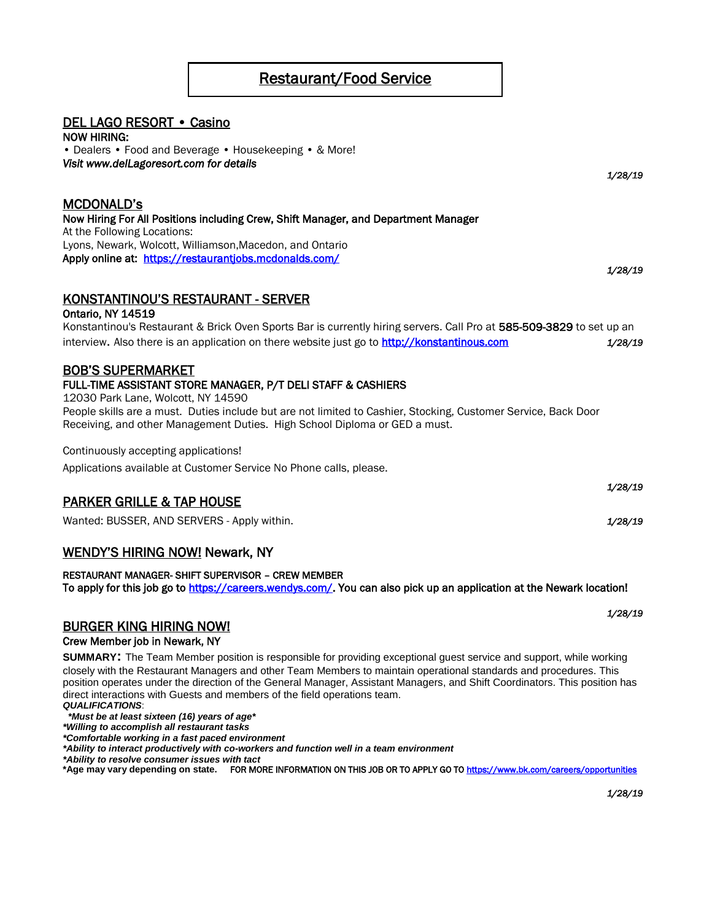# Restaurant/Food Service

## DEL LAGO RESORT • Casino

**NOW HIRING:**

• Dealers • Food and Beverage • Housekeeping • & More!

***Visit www.delLagoresort.com for details***

*1/28/19*

## MCDONALD's

**Now Hiring For All Positions including Crew, Shift Manager, and Department Manager**

At the Following Locations:

Lyons, Newark, Wolcott, Williamson,Macedon, and Ontario

**Apply online at:** [https://restaurantjobs.mcdonalds.com/](https://restaurantjobs.mcdonalds.com/)

*1/28/19*

## KONSTANTINOU'S RESTAURANT - SERVER

**Ontario, NY 14519**

Konstantinou's Restaurant & Brick Oven Sports Bar is currently hiring servers. Call Pro at **585-509-3829** to set up an interview. Also there is an application on there website just go to [http://konstantinous.com](http://konstantinous.com) *1/28/19*

## BOB'S SUPERMARKET

**FULL-TIME ASSISTANT STORE MANAGER, P/T DELI STAFF & CASHIERS**

12030 Park Lane, Wolcott, NY 14590

People skills are a must. Duties include but are not limited to Cashier, Stocking, Customer Service, Back Door Receiving, and other Management Duties. High School Diploma or GED a must.

Continuously accepting applications!

Applications available at Customer Service No Phone calls, please.

*1/28/19*

## PARKER GRILLE & TAP HOUSE

Wanted: BUSSER, AND SERVERS - Apply within. *1/28/19*

## WENDY'S HIRING NOW! Newark, NY

**RESTAURANT MANAGER- SHIFT SUPERVISOR – CREW MEMBER**

**To apply for this job go to [https://careers.wendys.com/](https://careers.wendys.com/). You can also pick up an application at the Newark location!**

*1/28/19*

## BURGER KING HIRING NOW!

**Crew Member job in Newark, NY**

**SUMMARY:** The Team Member position is responsible for providing exceptional guest service and support, while working closely with the Restaurant Managers and other Team Members to maintain operational standards and procedures. This position operates under the direction of the General Manager, Assistant Managers, and Shift Coordinators. This position has direct interactions with Guests and members of the field operations team.

***QUALIFICATIONS***:

***\*Must be at least sixteen (16) years of age\****

***\*Willing to accomplish all restaurant tasks***

***\*Comfortable working in a fast paced environment***

***\*Ability to interact productively with co-workers and function well in a team environment***

***\*Ability to resolve consumer issues with tact***

**\*Age may vary depending on state.** **FOR MORE INFORMATION ON THIS JOB OR TO APPLY GO TO [https://www.bk.com/careers/opportunities](https://www.bk.com/careers/opportunities)**

*1/28/19*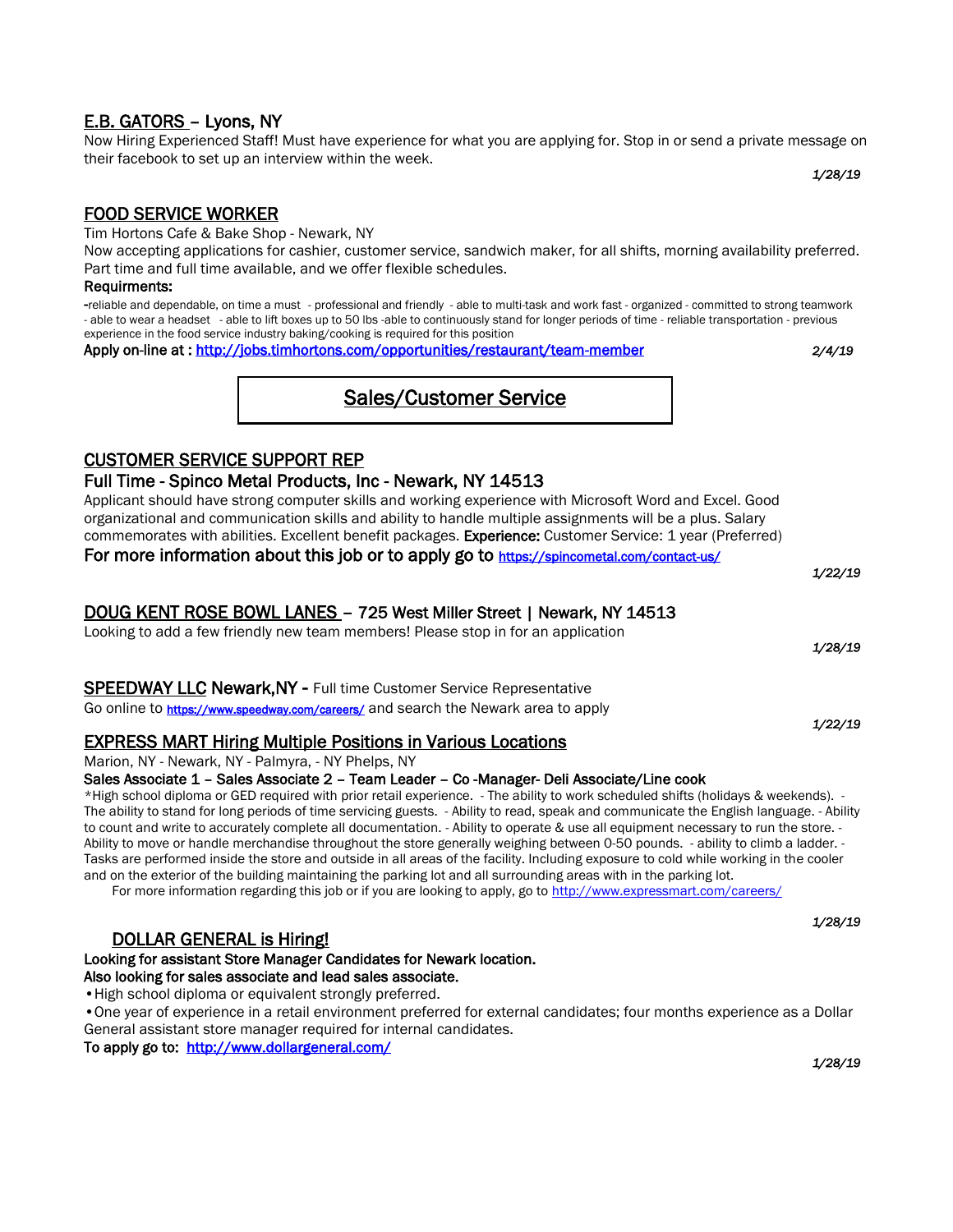## E.B. GATORS – Lyons, NY

Now Hiring Experienced Staff! Must have experience for what you are applying for. Stop in or send a private message on their facebook to set up an interview within the week.

*1/28/19*

## FOOD SERVICE WORKER

Tim Hortons Cafe & Bake Shop - Newark, NY

Now accepting applications for cashier, customer service, sandwich maker, for all shifts, morning availability preferred. Part time and full time available, and we offer flexible schedules.

**Requirments:**

-reliable and dependable, on time a must - professional and friendly - able to multi-task and work fast - organized - committed to strong teamwork - able to wear a headset - able to lift boxes up to 50 lbs -able to continuously stand for longer periods of time - reliable transportation - previous experience in the food service industry baking/cooking is required for this position

**Apply on-line at :** http://jobs.timhortons.com/opportunities/restaurant/team-member

*2/4/19*

# Sales/Customer Service

## CUSTOMER SERVICE SUPPORT REP

### Full Time - Spinco Metal Products, Inc - Newark, NY 14513

Applicant should have strong computer skills and working experience with Microsoft Word and Excel. Good organizational and communication skills and ability to handle multiple assignments will be a plus. Salary commemorates with abilities. Excellent benefit packages. **Experience:** Customer Service: 1 year (Preferred)

**For more information about this job or to apply go to** https://spincometal.com/contact-us/

*1/22/19*

## DOUG KENT ROSE BOWL LANES – 725 West Miller Street | Newark, NY 14513

Looking to add a few friendly new team members! Please stop in for an application

*1/28/19*

## SPEEDWAY LLC Newark,NY - Full time Customer Service Representative

Go online to https://www.speedway.com/careers/ and search the Newark area to apply

*1/22/19*

## EXPRESS MART Hiring Multiple Positions in Various Locations

Marion, NY - Newark, NY - Palmyra, - NY Phelps, NY

**Sales Associate 1 – Sales Associate 2 – Team Leader – Co -Manager- Deli Associate/Line cook**

*High school diploma or GED required with prior retail experience. - The ability to work scheduled shifts (holidays & weekends). - The ability to stand for long periods of time servicing guests. - Ability to read, speak and communicate the English language. - Ability to count and write to accurately complete all documentation. - Ability to operate & use all equipment necessary to run the store. - Ability to move or handle merchandise throughout the store generally weighing between 0-50 pounds. - ability to climb a ladder. - Tasks are performed inside the store and outside in all areas of the facility. Including exposure to cold while working in the cooler and on the exterior of the building maintaining the parking lot and all surrounding areas with in the parking lot.

For more information regarding this job or if you are looking to apply, go to http://www.expressmart.com/careers/

*1/28/19*

## DOLLAR GENERAL is Hiring!

**Looking for assistant Store Manager Candidates for Newark location.**
**Also looking for sales associate and lead sales associate.**

- High school diploma or equivalent strongly preferred.
- One year of experience in a retail environment preferred for external candidates; four months experience as a Dollar General assistant store manager required for internal candidates.

**To apply go to:** http://www.dollargeneral.com/

*1/28/19*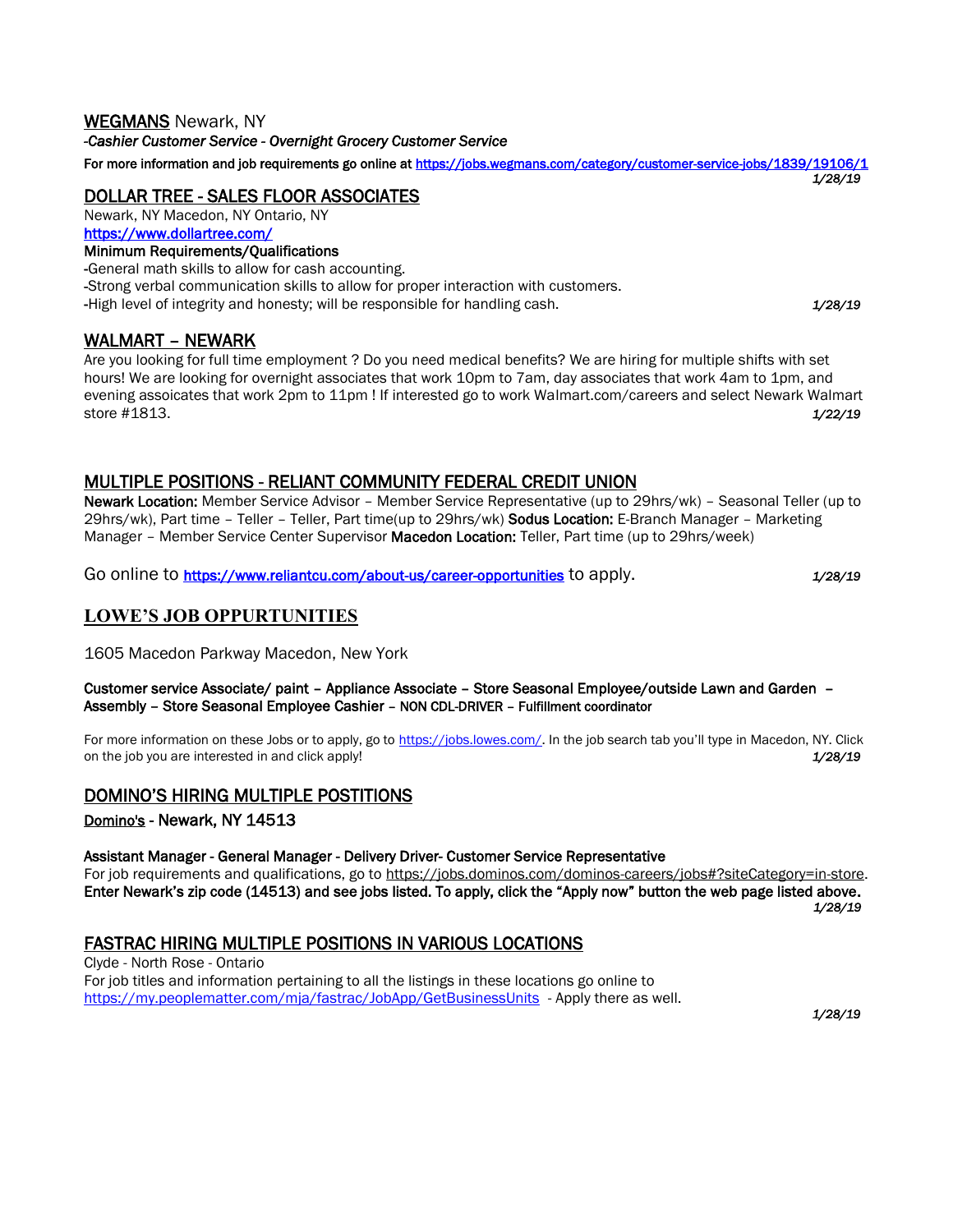## WEGMANS Newark, NY

*-Cashier Customer Service - Overnight Grocery Customer Service*

**For more information and job requirements go online at https://jobs.wegmans.com/category/customer-service-jobs/1839/19106/1**

***1/28/19***

## DOLLAR TREE - SALES FLOOR ASSOCIATES

Newark, NY Macedon, NY Ontario, NY

**https://www.dollartree.com/**

**Minimum Requirements/Qualifications**

-General math skills to allow for cash accounting.
-Strong verbal communication skills to allow for proper interaction with customers.
-High level of integrity and honesty; will be responsible for handling cash.

***1/28/19***

## WALMART – NEWARK

Are you looking for full time employment ? Do you need medical benefits? We are hiring for multiple shifts with set hours! We are looking for overnight associates that work 10pm to 7am, day associates that work 4am to 1pm, and evening assoicates that work 2pm to 11pm ! If interested go to work Walmart.com/careers and select Newark Walmart store #1813.

***1/22/19***

## MULTIPLE POSITIONS - RELIANT COMMUNITY FEDERAL CREDIT UNION

**Newark Location:** Member Service Advisor – Member Service Representative (up to 29hrs/wk) – Seasonal Teller (up to 29hrs/wk), Part time – Teller – Teller, Part time(up to 29hrs/wk) **Sodus Location:** E-Branch Manager – Marketing Manager – Member Service Center Supervisor **Macedon Location:** Teller, Part time (up to 29hrs/week)

Go online to **https://www.reliantcu.com/about-us/career-opportunities** to apply.

***1/28/19***

## LOWE'S JOB OPPURTUNITIES

1605 Macedon Parkway Macedon, New York

**Customer service Associate/ paint – Appliance Associate – Store Seasonal Employee/outside Lawn and Garden – Assembly – Store Seasonal Employee Cashier – NON CDL-DRIVER – Fulfillment coordinator**

For more information on these Jobs or to apply, go to https://jobs.lowes.com/. In the job search tab you'll type in Macedon, NY. Click on the job you are interested in and click apply!

***1/28/19***

## DOMINO'S HIRING MULTIPLE POSTITIONS

**Domino's - Newark, NY 14513**

**Assistant Manager - General Manager - Delivery Driver- Customer Service Representative**

For job requirements and qualifications, go to https://jobs.dominos.com/dominos-careers/jobs#?siteCategory=in-store.
**Enter Newark's zip code (14513) and see jobs listed. To apply, click the "Apply now" button the web page listed above.**

***1/28/19***

## FASTRAC HIRING MULTIPLE POSITIONS IN VARIOUS LOCATIONS

Clyde - North Rose - Ontario

For job titles and information pertaining to all the listings in these locations go online to https://my.peoplematter.com/mja/fastrac/JobApp/GetBusinessUnits - Apply there as well.

***1/28/19***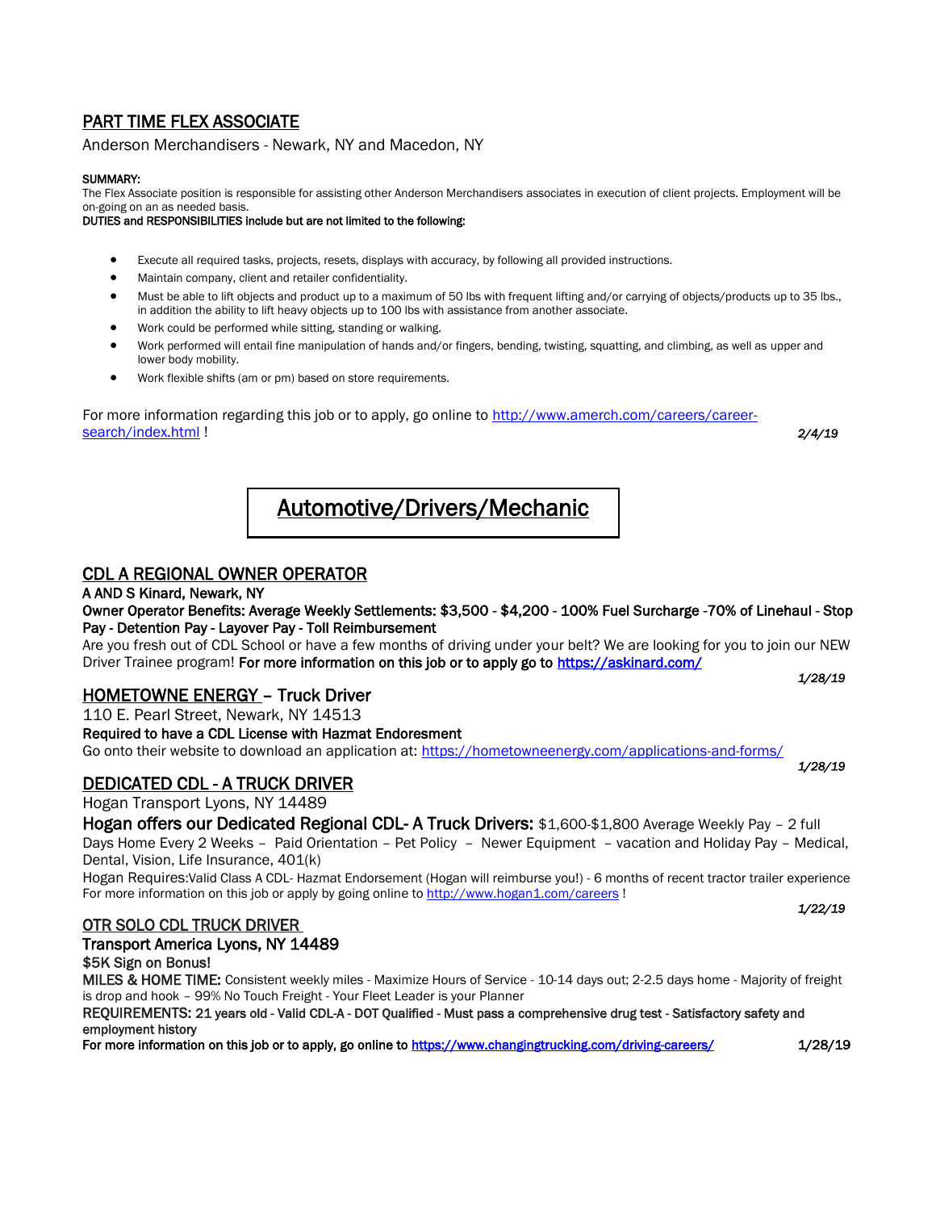## PART TIME FLEX ASSOCIATE

Anderson Merchandisers - Newark, NY and Macedon, NY

**SUMMARY:**

The Flex Associate position is responsible for assisting other Anderson Merchandisers associates in execution of client projects. Employment will be on-going on an as needed basis.

**DUTIES and RESPONSIBILITIES include but are not limited to the following:**

- Execute all required tasks, projects, resets, displays with accuracy, by following all provided instructions.
- Maintain company, client and retailer confidentiality.
- Must be able to lift objects and product up to a maximum of 50 lbs with frequent lifting and/or carrying of objects/products up to 35 lbs., in addition the ability to lift heavy objects up to 100 lbs with assistance from another associate.
- Work could be performed while sitting, standing or walking.
- Work performed will entail fine manipulation of hands and/or fingers, bending, twisting, squatting, and climbing, as well as upper and lower body mobility.
- Work flexible shifts (am or pm) based on store requirements.

For more information regarding this job or to apply, go online to http://www.amerch.com/careers/career-search/index.html !

*2/4/19*

# Automotive/Drivers/Mechanic

## CDL A REGIONAL OWNER OPERATOR

**A AND S Kinard, Newark, NY**

**Owner Operator Benefits: Average Weekly Settlements: $3,500 - $4,200 - 100% Fuel Surcharge -70% of Linehaul - Stop Pay - Detention Pay - Layover Pay - Toll Reimbursement**

Are you fresh out of CDL School or have a few months of driving under your belt? We are looking for you to join our NEW Driver Trainee program! **For more information on this job or to apply go to https://askinard.com/**

*1/28/19*

## HOMETOWNE ENERGY – Truck Driver

110 E. Pearl Street, Newark, NY 14513

**Required to have a CDL License with Hazmat Endoresment**

Go onto their website to download an application at: https://hometowneenergy.com/applications-and-forms/

*1/28/19*

## DEDICATED CDL - A TRUCK DRIVER

Hogan Transport Lyons, NY 14489

**Hogan offers our Dedicated Regional CDL- A Truck Drivers:** $1,600-$1,800 Average Weekly Pay – 2 full Days Home Every 2 Weeks – Paid Orientation – Pet Policy – Newer Equipment – vacation and Holiday Pay – Medical, Dental, Vision, Life Insurance, 401(k)

Hogan Requires:Valid Class A CDL- Hazmat Endorsement (Hogan will reimburse you!) - 6 months of recent tractor trailer experience

For more information on this job or apply by going online to http://www.hogan1.com/careers !

*1/22/19*

## OTR SOLO CDL TRUCK DRIVER

**Transport America Lyons, NY 14489**

**$5K Sign on Bonus!**

**MILES & HOME TIME:** Consistent weekly miles - Maximize Hours of Service - 10-14 days out; 2-2.5 days home - Majority of freight is drop and hook – 99% No Touch Freight - Your Fleet Leader is your Planner

**REQUIREMENTS: 21 years old - Valid CDL-A - DOT Qualified - Must pass a comprehensive drug test - Satisfactory safety and employment history**

**For more information on this job or to apply, go online to https://www.changingtrucking.com/driving-careers/** 1/28/19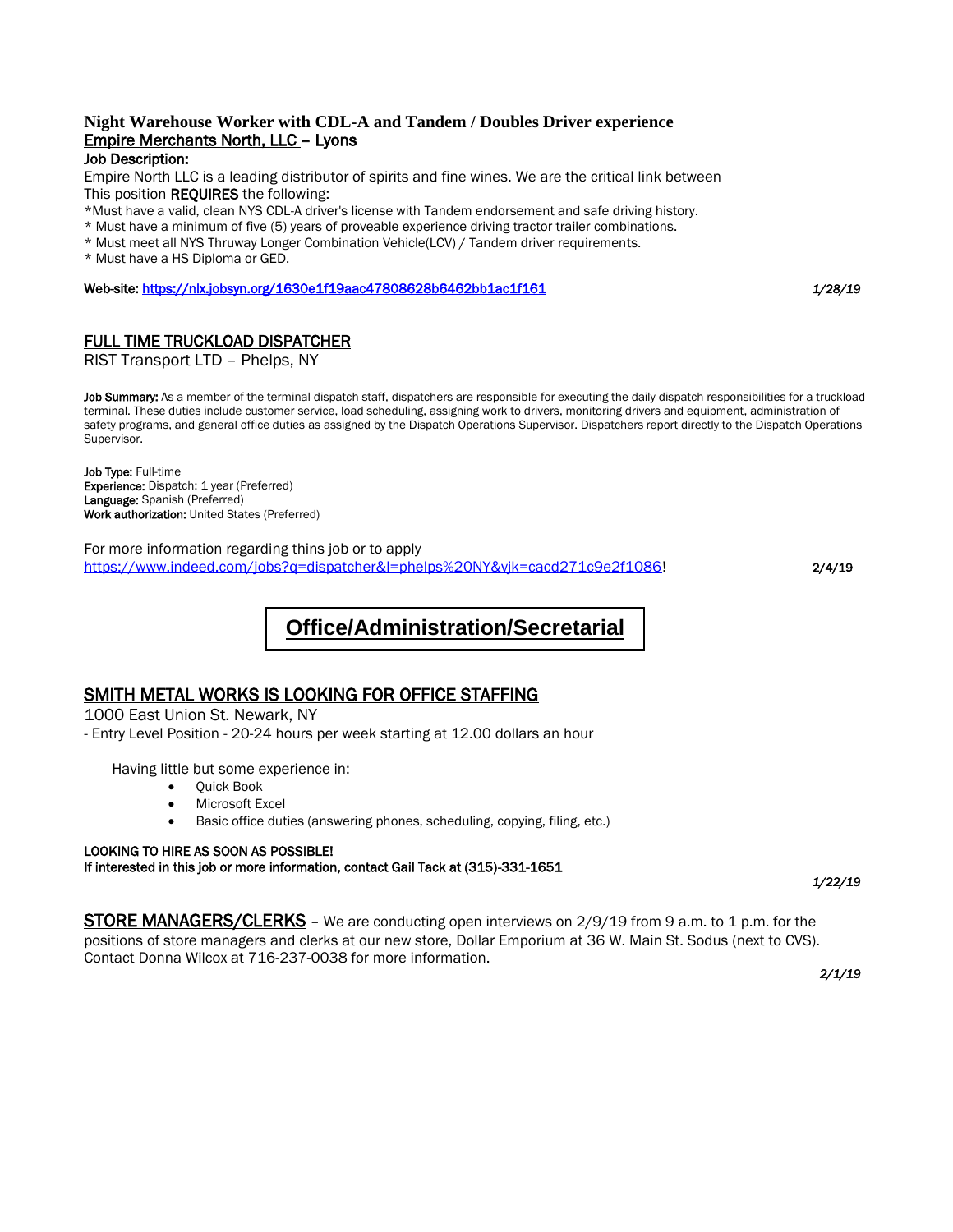### Night Warehouse Worker with CDL-A and Tandem / Doubles Driver experience

Empire Merchants North, LLC – Lyons

**Job Description:**

Empire North LLC is a leading distributor of spirits and fine wines. We are the critical link between

This position **REQUIRES** the following:

*Must have a valid, clean NYS CDL-A driver's license with Tandem endorsement and safe driving history.

* Must have a minimum of five (5) years of proveable experience driving tractor trailer combinations.

* Must meet all NYS Thruway Longer Combination Vehicle(LCV) / Tandem driver requirements.

* Must have a HS Diploma or GED.

**Web-site:** https://nlx.jobsyn.org/1630e1f19aac47808628b6462bb1ac1f161

*1/28/19*

## FULL TIME TRUCKLOAD DISPATCHER

RIST Transport LTD – Phelps, NY

**Job Summary:** As a member of the terminal dispatch staff, dispatchers are responsible for executing the daily dispatch responsibilities for a truckload terminal. These duties include customer service, load scheduling, assigning work to drivers, monitoring drivers and equipment, administration of safety programs, and general office duties as assigned by the Dispatch Operations Supervisor. Dispatchers report directly to the Dispatch Operations Supervisor.

**Job Type:** Full-time
**Experience:** Dispatch: 1 year (Preferred)
**Language:** Spanish (Preferred)
**Work authorization:** United States (Preferred)

For more information regarding thins job or to apply
https://www.indeed.com/jobs?q=dispatcher&l=phelps%20NY&vjk=cacd271c9e2f1086!

**2/4/19**

# Office/Administration/Secretarial

## SMITH METAL WORKS IS LOOKING FOR OFFICE STAFFING

1000 East Union St. Newark, NY

- Entry Level Position - 20-24 hours per week starting at 12.00 dollars an hour

Having little but some experience in:

- Quick Book
- Microsoft Excel
- Basic office duties (answering phones, scheduling, copying, filing, etc.)

**LOOKING TO HIRE AS SOON AS POSSIBLE!**
**If interested in this job or more information, contact Gail Tack at (315)-331-1651**

*1/22/19*

**STORE MANAGERS/CLERKS** – We are conducting open interviews on 2/9/19 from 9 a.m. to 1 p.m. for the positions of store managers and clerks at our new store, Dollar Emporium at 36 W. Main St. Sodus (next to CVS). Contact Donna Wilcox at 716-237-0038 for more information.

*2/1/19*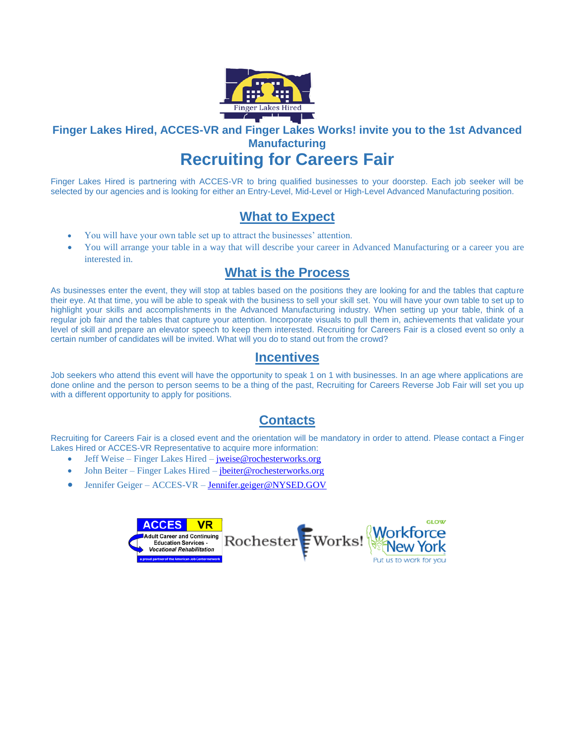Finger Lakes Hired

**Finger Lakes Hired, ACCES-VR and Finger Lakes Works! invite you to the 1st Advanced Manufacturing**

# Recruiting for Careers Fair

Finger Lakes Hired is partnering with ACCES-VR to bring qualified businesses to your doorstep. Each job seeker will be selected by our agencies and is looking for either an Entry-Level, Mid-Level or High-Level Advanced Manufacturing position.

## What to Expect

- You will have your own table set up to attract the businesses' attention.
- You will arrange your table in a way that will describe your career in Advanced Manufacturing or a career you are interested in.

## What is the Process

As businesses enter the event, they will stop at tables based on the positions they are looking for and the tables that capture their eye. At that time, you will be able to speak with the business to sell your skill set. You will have your own table to set up to highlight your skills and accomplishments in the Advanced Manufacturing industry. When setting up your table, think of a regular job fair and the tables that capture your attention. Incorporate visuals to pull them in, achievements that validate your level of skill and prepare an elevator speech to keep them interested. Recruiting for Careers Fair is a closed event so only a certain number of candidates will be invited. What will you do to stand out from the crowd?

## Incentives

Job seekers who attend this event will have the opportunity to speak 1 on 1 with businesses. In an age where applications are done online and the person to person seems to be a thing of the past, Recruiting for Careers Reverse Job Fair will set you up with a different opportunity to apply for positions.

## Contacts

Recruiting for Careers Fair is a closed event and the orientation will be mandatory in order to attend. Please contact a Finger Lakes Hired or ACCES-VR Representative to acquire more information:

- Jeff Weise – Finger Lakes Hired – jweise@rochesterworks.org
- John Beiter – Finger Lakes Hired – jbeiter@rochesterworks.org
- Jennifer Geiger – ACCES-VR – Jennifer.geiger@NYSED.GOV

ACCES VR – Adult Career and Continuing Education Services - Vocational Rehabilitation – a proud partner of the American Job Center network | RochesterWorks! | GLOW Workforce New York – Put us to work for you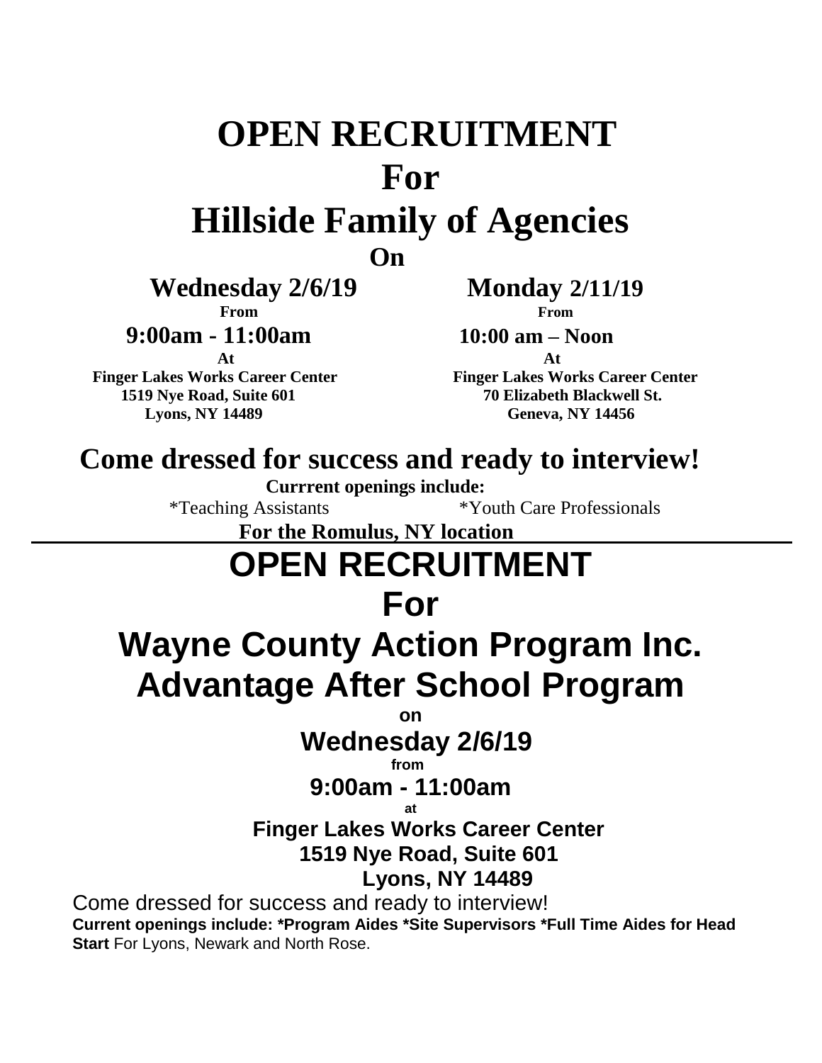# OPEN RECRUITMENT
# For
# Hillside Family of Agencies

**On**

**Wednesday 2/6/19**
**From**
**9:00am - 11:00am**
**At**
**Finger Lakes Works Career Center**
**1519 Nye Road, Suite 601**
**Lyons, NY 14489**

**Monday 2/11/19**
**From**
**10:00 am – Noon**
**At**
**Finger Lakes Works Career Center**
**70 Elizabeth Blackwell St.**
**Geneva, NY 14456**

## Come dressed for success and ready to interview!

**Currrent openings include:**

*Teaching Assistants *Youth Care Professionals

**For the Romulus, NY location**

---

# OPEN RECRUITMENT
# For
# Wayne County Action Program Inc. Advantage After School Program

**on**

**Wednesday 2/6/19**

**from**

**9:00am - 11:00am**

**at**

**Finger Lakes Works Career Center**
**1519 Nye Road, Suite 601**
**Lyons, NY 14489**

Come dressed for success and ready to interview!
**Current openings include: *Program Aides *Site Supervisors *Full Time Aides for Head Start** For Lyons, Newark and North Rose.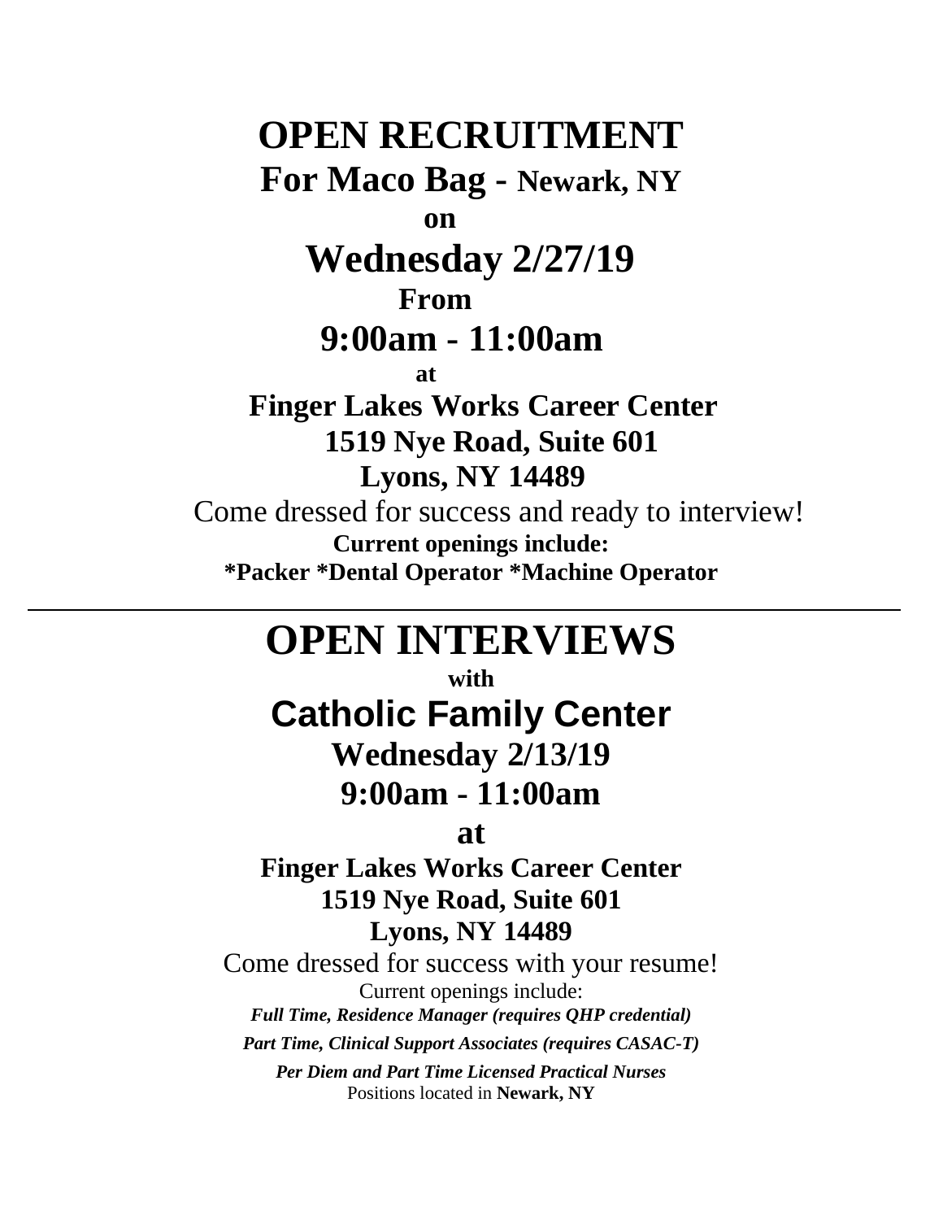# OPEN RECRUITMENT

## For Maco Bag - Newark, NY

**on**

## Wednesday 2/27/19

**From**

## 9:00am - 11:00am

**at**

**Finger Lakes Works Career Center**
**1519 Nye Road, Suite 601**
**Lyons, NY 14489**

Come dressed for success and ready to interview!

**Current openings include:**
**\*Packer \*Dental Operator \*Machine Operator**

---

# OPEN INTERVIEWS

**with**

## Catholic Family Center

## Wednesday 2/13/19

## 9:00am - 11:00am

**at**

**Finger Lakes Works Career Center**
**1519 Nye Road, Suite 601**
**Lyons, NY 14489**

Come dressed for success with your resume!

Current openings include:

***Full Time, Residence Manager (requires QHP credential)***

***Part Time, Clinical Support Associates (requires CASAC-T)***

***Per Diem and Part Time Licensed Practical Nurses***

Positions located in **Newark, NY**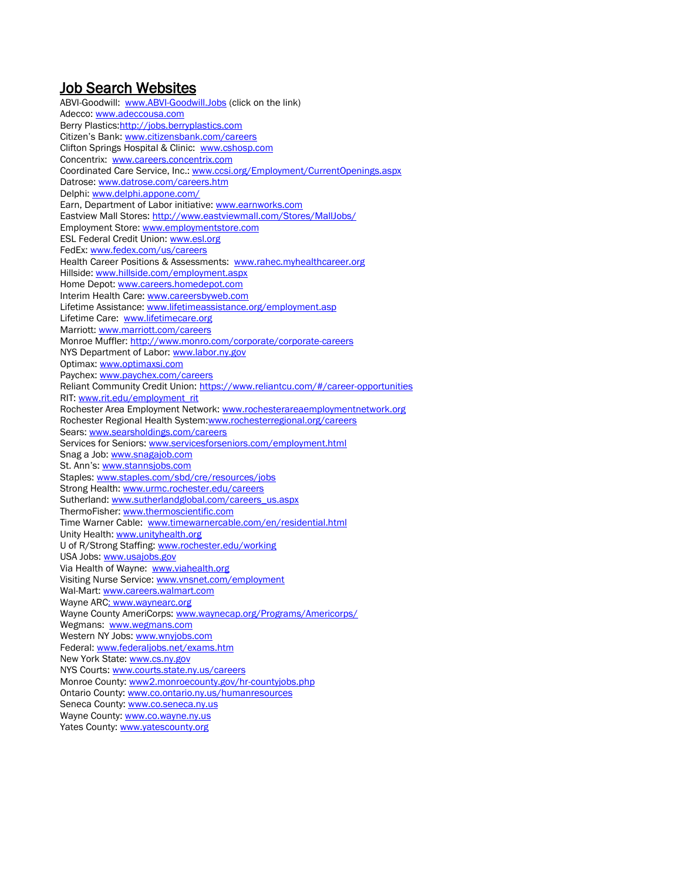## Job Search Websites

ABVI-Goodwill: www.ABVI-Goodwill.Jobs (click on the link)
Adecco: www.adeccousa.com
Berry Plastics: http://jobs.berryplastics.com
Citizen's Bank: www.citizensbank.com/careers
Clifton Springs Hospital & Clinic: www.cshosp.com
Concentrix: www.careers.concentrix.com
Coordinated Care Service, Inc.: www.ccsi.org/Employment/CurrentOpenings.aspx
Datrose: www.datrose.com/careers.htm
Delphi: www.delphi.appone.com/
Earn, Department of Labor initiative: www.earnworks.com
Eastview Mall Stores: http://www.eastviewmall.com/Stores/MallJobs/
Employment Store: www.employmentstore.com
ESL Federal Credit Union: www.esl.org
FedEx: www.fedex.com/us/careers
Health Career Positions & Assessments: www.rahec.myhealthcareer.org
Hillside: www.hillside.com/employment.aspx
Home Depot: www.careers.homedepot.com
Interim Health Care: www.careersbyweb.com
Lifetime Assistance: www.lifetimeassistance.org/employment.asp
Lifetime Care: www.lifetimecare.org
Marriott: www.marriott.com/careers
Monroe Muffler: http://www.monro.com/corporate/corporate-careers
NYS Department of Labor: www.labor.ny.gov
Optimax: www.optimaxsi.com
Paychex: www.paychex.com/careers
Reliant Community Credit Union: https://www.reliantcu.com/#/career-opportunities
RIT: www.rit.edu/employment_rit
Rochester Area Employment Network: www.rochesterareaemploymentnetwork.org
Rochester Regional Health System: www.rochesterregional.org/careers
Sears: www.searsholdings.com/careers
Services for Seniors: www.servicesforseniors.com/employment.html
Snag a Job: www.snagajob.com
St. Ann's: www.stannsjobs.com
Staples: www.staples.com/sbd/cre/resources/jobs
Strong Health: www.urmc.rochester.edu/careers
Sutherland: www.sutherlandglobal.com/careers_us.aspx
ThermoFisher: www.thermoscientific.com
Time Warner Cable: www.timewarnercable.com/en/residential.html
Unity Health: www.unityhealth.org
U of R/Strong Staffing: www.rochester.edu/working
USA Jobs: www.usajobs.gov
Via Health of Wayne: www.viahealth.org
Visiting Nurse Service: www.vnsnet.com/employment
Wal-Mart: www.careers.walmart.com
Wayne ARC: www.waynearc.org
Wayne County AmeriCorps: www.waynecap.org/Programs/Americorps/
Wegmans: www.wegmans.com
Western NY Jobs: www.wnyjobs.com
Federal: www.federaljobs.net/exams.htm
New York State: www.cs.ny.gov
NYS Courts: www.courts.state.ny.us/careers
Monroe County: www2.monroecounty.gov/hr-countyjobs.php
Ontario County: www.co.ontario.ny.us/humanresources
Seneca County: www.co.seneca.ny.us
Wayne County: www.co.wayne.ny.us
Yates County: www.yatescounty.org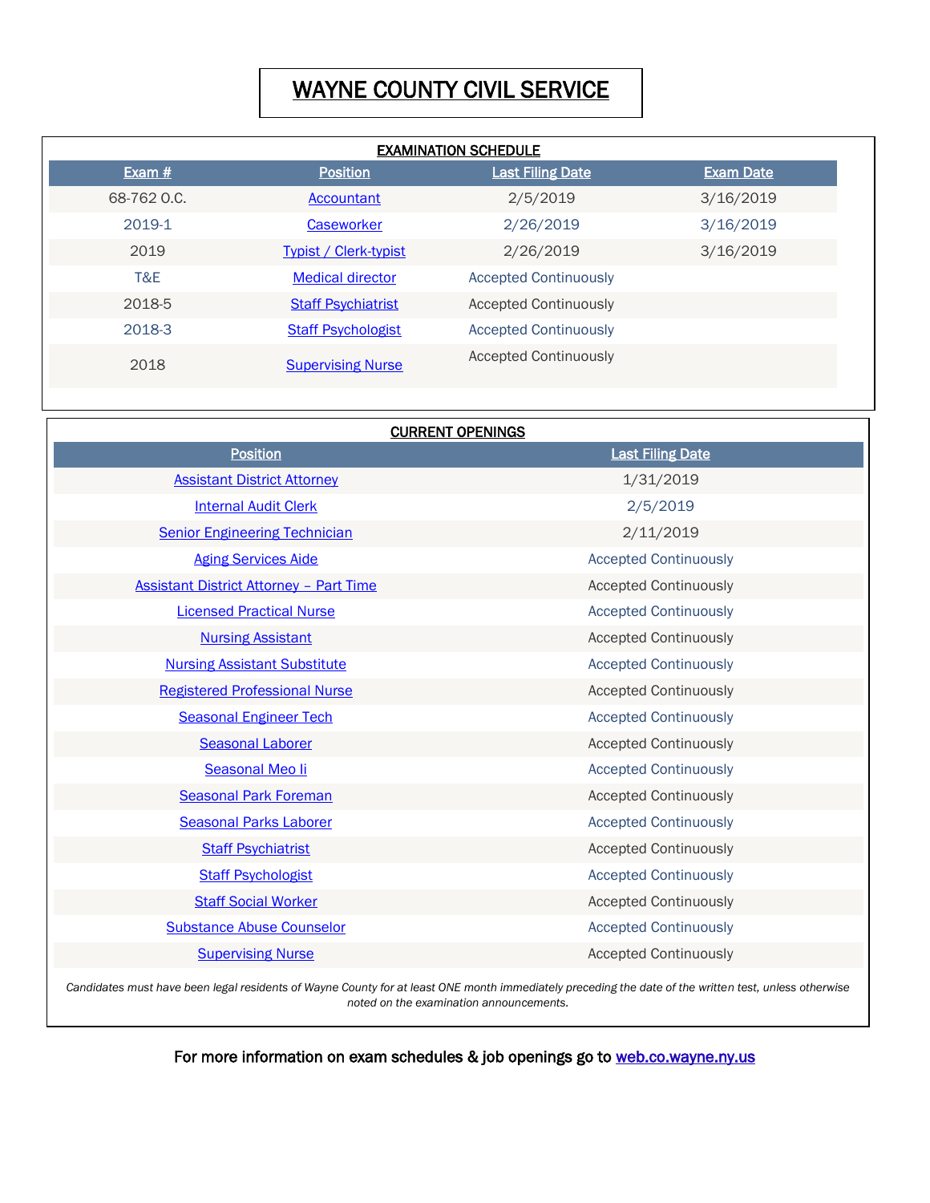# WAYNE COUNTY CIVIL SERVICE

## EXAMINATION SCHEDULE

| Exam # | Position | Last Filing Date | Exam Date |
|---|---|---|---|
| 68-762 O.C. | Accountant | 2/5/2019 | 3/16/2019 |
| 2019-1 | Caseworker | 2/26/2019 | 3/16/2019 |
| 2019 | Typist / Clerk-typist | 2/26/2019 | 3/16/2019 |
| T&E | Medical director | Accepted Continuously | |
| 2018-5 | Staff Psychiatrist | Accepted Continuously | |
| 2018-3 | Staff Psychologist | Accepted Continuously | |
| 2018 | Supervising Nurse | Accepted Continuously | |

## CURRENT OPENINGS

| Position | Last Filing Date |
|---|---|
| Assistant District Attorney | 1/31/2019 |
| Internal Audit Clerk | 2/5/2019 |
| Senior Engineering Technician | 2/11/2019 |
| Aging Services Aide | Accepted Continuously |
| Assistant District Attorney – Part Time | Accepted Continuously |
| Licensed Practical Nurse | Accepted Continuously |
| Nursing Assistant | Accepted Continuously |
| Nursing Assistant Substitute | Accepted Continuously |
| Registered Professional Nurse | Accepted Continuously |
| Seasonal Engineer Tech | Accepted Continuously |
| Seasonal Laborer | Accepted Continuously |
| Seasonal Meo Ii | Accepted Continuously |
| Seasonal Park Foreman | Accepted Continuously |
| Seasonal Parks Laborer | Accepted Continuously |
| Staff Psychiatrist | Accepted Continuously |
| Staff Psychologist | Accepted Continuously |
| Staff Social Worker | Accepted Continuously |
| Substance Abuse Counselor | Accepted Continuously |
| Supervising Nurse | Accepted Continuously |

*Candidates must have been legal residents of Wayne County for at least ONE month immediately preceding the date of the written test, unless otherwise noted on the examination announcements.*

For more information on exam schedules & job openings go to web.co.wayne.ny.us